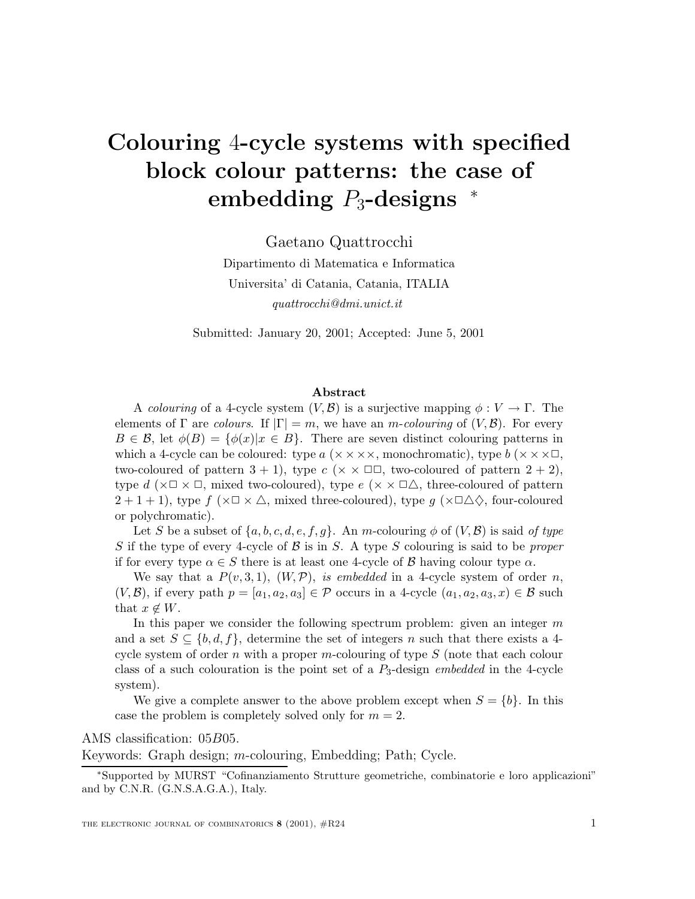# Colouring 4-cycle systems with specified block colour patterns: the case of embedding $P_3$-designs *

Gaetano Quattrocchi

Dipartimento di Matematica e Informatica
Universita' di Catania, Catania, ITALIA
*quattrocchi@dmi.unict.it*

Submitted: January 20, 2001; Accepted: June 5, 2001

### Abstract

A *colouring* of a 4-cycle system $(V, \mathcal{B})$ is a surjective mapping $\phi : V \to \Gamma$. The elements of $\Gamma$ are *colours*. If $|\Gamma| = m$, we have an *m-colouring* of $(V, \mathcal{B})$. For every $B \in \mathcal{B}$, let $\phi(B) = \{\phi(x) | x \in B\}$. There are seven distinct colouring patterns in which a 4-cycle can be coloured: type $a$ ($\times\times\times\times$, monochromatic), type $b$ ($\times\times\times\Box$, two-coloured of pattern $3+1$), type $c$ ($\times\times\Box\Box$, two-coloured of pattern $2+2$), type $d$ ($\times\Box\times\Box$, mixed two-coloured), type $e$ ($\times\times\Box\triangle$, three-coloured of pattern $2+1+1$), type $f$ ($\times\Box\times\triangle$, mixed three-coloured), type $g$ ($\times\Box\triangle\diamondsuit$, four-coloured or polychromatic).

Let $S$ be a subset of $\{a, b, c, d, e, f, g\}$. An $m$-colouring $\phi$ of $(V, \mathcal{B})$ is said *of type S* if the type of every 4-cycle of $\mathcal{B}$ is in $S$. A type $S$ colouring is said to be *proper* if for every type $\alpha \in S$ there is at least one 4-cycle of $\mathcal{B}$ having colour type $\alpha$.

We say that a $P(v, 3, 1)$, $(W, \mathcal{P})$, *is embedded* in a 4-cycle system of order $n$, $(V, \mathcal{B})$, if every path $p = [a_1, a_2, a_3] \in \mathcal{P}$ occurs in a 4-cycle $(a_1, a_2, a_3, x) \in \mathcal{B}$ such that $x \notin W$.

In this paper we consider the following spectrum problem: given an integer $m$ and a set $S \subseteq \{b, d, f\}$, determine the set of integers $n$ such that there exists a 4-cycle system of order $n$ with a proper $m$-colouring of type $S$ (note that each colour class of a such colouration is the point set of a $P_3$-design *embedded* in the 4-cycle system).

We give a complete answer to the above problem except when $S = \{b\}$. In this case the problem is completely solved only for $m = 2$.

AMS classification: 05B05.
Keywords: Graph design; $m$-colouring, Embedding; Path; Cycle.

*Supported by MURST "Cofinanziamento Strutture geometriche, combinatorie e loro applicazioni" and by C.N.R. (G.N.S.A.G.A.), Italy.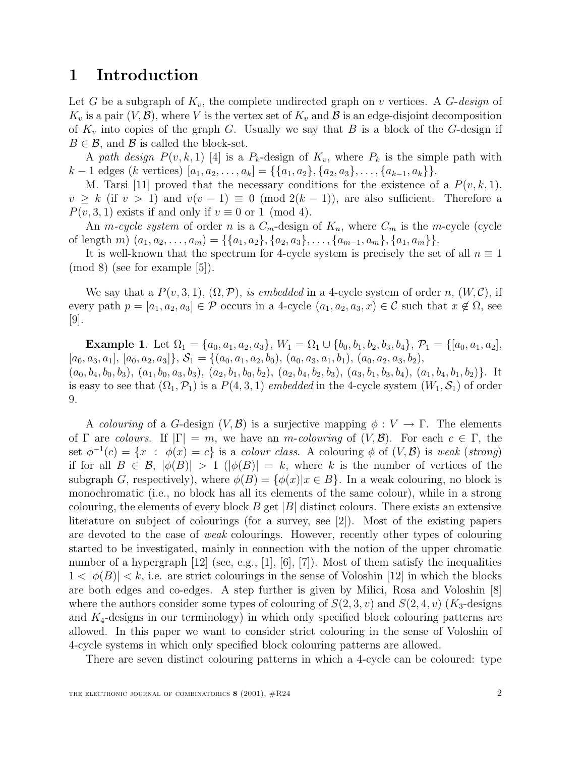# 1 Introduction

Let $G$ be a subgraph of $K_v$, the complete undirected graph on $v$ vertices. A *$G$-design* of $K_v$ is a pair $(V, \mathcal{B})$, where $V$ is the vertex set of $K_v$ and $\mathcal{B}$ is an edge-disjoint decomposition of $K_v$ into copies of the graph $G$. Usually we say that $B$ is a block of the $G$-design if $B \in \mathcal{B}$, and $\mathcal{B}$ is called the block-set.

A *path design* $P(v, k, 1)$ [4] is a $P_k$-design of $K_v$, where $P_k$ is the simple path with $k-1$ edges ($k$ vertices) $[a_1, a_2, \ldots, a_k] = \{\{a_1, a_2\}, \{a_2, a_3\}, \ldots, \{a_{k-1}, a_k\}\}$.

M. Tarsi [11] proved that the necessary conditions for the existence of a $P(v, k, 1)$, $v \geq k$ (if $v > 1$) and $v(v-1) \equiv 0 \pmod{2(k-1)}$, are also sufficient. Therefore a $P(v, 3, 1)$ exists if and only if $v \equiv 0$ or $1 \pmod 4$.

An *$m$-cycle system* of order $n$ is a $C_m$-design of $K_n$, where $C_m$ is the $m$-cycle (cycle of length $m$) $(a_1, a_2, \ldots, a_m) = \{\{a_1, a_2\}, \{a_2, a_3\}, \ldots, \{a_{m-1}, a_m\}, \{a_1, a_m\}\}$.

It is well-known that the spectrum for 4-cycle system is precisely the set of all $n \equiv 1 \pmod 8$ (see for example [5]).

We say that a $P(v, 3, 1)$, $(\Omega, \mathcal{P})$, *is embedded* in a 4-cycle system of order $n$, $(W, \mathcal{C})$, if every path $p = [a_1, a_2, a_3] \in \mathcal{P}$ occurs in a 4-cycle $(a_1, a_2, a_3, x) \in \mathcal{C}$ such that $x \notin \Omega$, see [9].

**Example 1**. Let $\Omega_1 = \{a_0, a_1, a_2, a_3\}$, $W_1 = \Omega_1 \cup \{b_0, b_1, b_2, b_3, b_4\}$, $\mathcal{P}_1 = \{[a_0, a_1, a_2],$ $[a_0, a_3, a_1]$, $[a_0, a_2, a_3]\}$, $\mathcal{S}_1 = \{(a_0, a_1, a_2, b_0)$, $(a_0, a_3, a_1, b_1)$, $(a_0, a_2, a_3, b_2)$, $(a_0, b_4, b_0, b_3)$, $(a_1, b_0, a_3, b_3)$, $(a_2, b_1, b_0, b_2)$, $(a_2, b_4, b_2, b_3)$, $(a_3, b_1, b_3, b_4)$, $(a_1, b_4, b_1, b_2)\}$. It is easy to see that $(\Omega_1, \mathcal{P}_1)$ is a $P(4, 3, 1)$ *embedded* in the 4-cycle system $(W_1, \mathcal{S}_1)$ of order 9.

A *colouring* of a $G$-design $(V, \mathcal{B})$ is a surjective mapping $\phi : V \to \Gamma$. The elements of $\Gamma$ are *colours*. If $|\Gamma| = m$, we have an *$m$-colouring* of $(V, \mathcal{B})$. For each $c \in \Gamma$, the set $\phi^{-1}(c) = \{x \ : \ \phi(x) = c\}$ is a *colour class*. A colouring $\phi$ of $(V, \mathcal{B})$ is *weak* (*strong*) if for all $B \in \mathcal{B}$, $|\phi(B)| > 1$ ($|\phi(B)| = k$, where $k$ is the number of vertices of the subgraph $G$, respectively), where $\phi(B) = \{\phi(x) | x \in B\}$. In a weak colouring, no block is monochromatic (i.e., no block has all its elements of the same colour), while in a strong colouring, the elements of every block $B$ get $|B|$ distinct colours. There exists an extensive literature on subject of colourings (for a survey, see [2]). Most of the existing papers are devoted to the case of *weak* colourings. However, recently other types of colouring started to be investigated, mainly in connection with the notion of the upper chromatic number of a hypergraph [12] (see, e.g., [1], [6], [7]). Most of them satisfy the inequalities $1 < |\phi(B)| < k$, i.e. are strict colourings in the sense of Voloshin [12] in which the blocks are both edges and co-edges. A step further is given by Milici, Rosa and Voloshin [8] where the authors consider some types of colouring of $S(2, 3, v)$ and $S(2, 4, v)$ ($K_3$-designs and $K_4$-designs in our terminology) in which only specified block colouring patterns are allowed. In this paper we want to consider strict colouring in the sense of Voloshin of 4-cycle systems in which only specified block colouring patterns are allowed.

There are seven distinct colouring patterns in which a 4-cycle can be coloured: type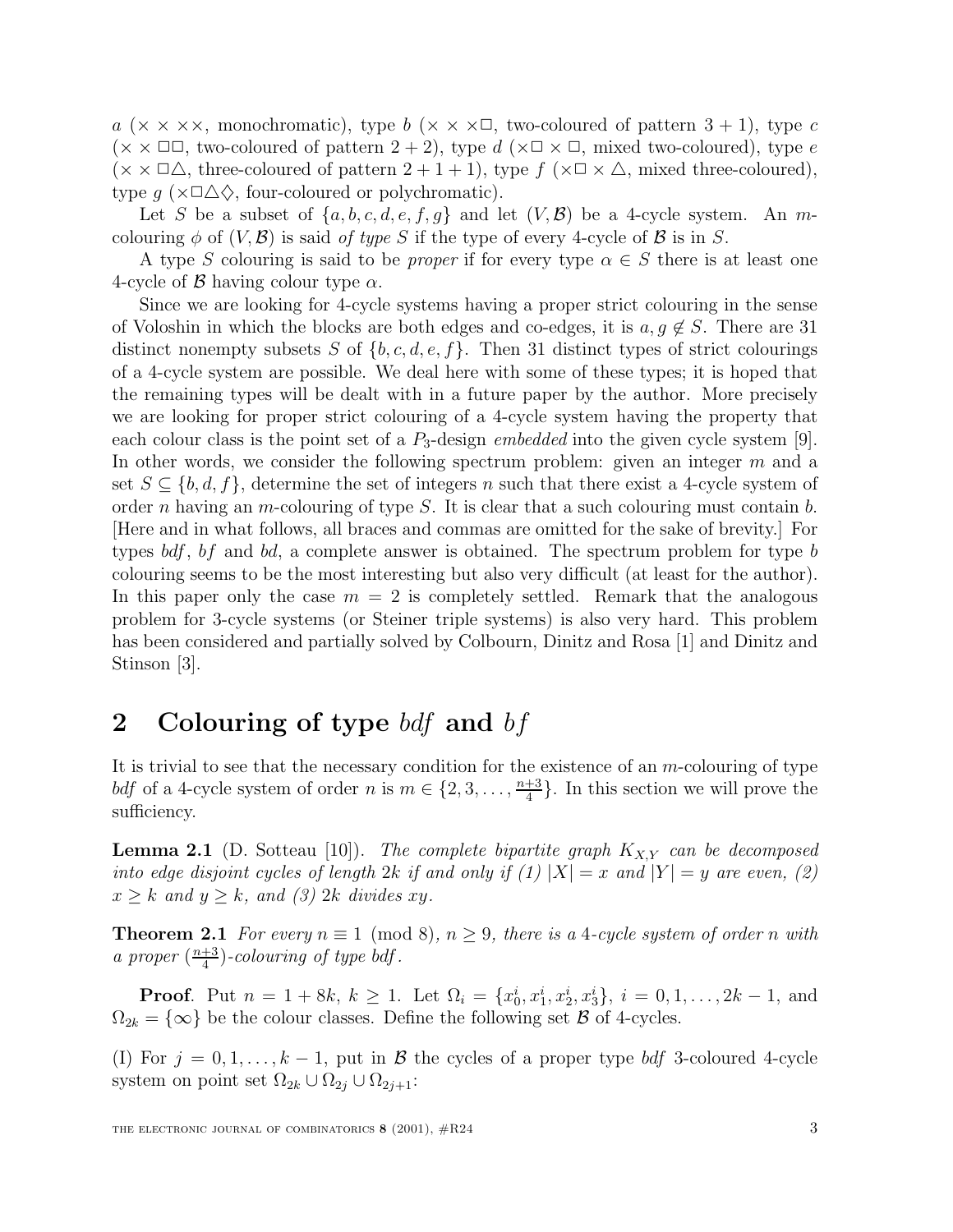$a$ ($\times\times\times\times$, monochromatic), type $b$ ($\times\times\times\square$, two-coloured of pattern $3+1$), type $c$ ($\times\times\square\square$, two-coloured of pattern $2+2$), type $d$ ($\times\square\times\square$, mixed two-coloured), type $e$ ($\times\times\square\triangle$, three-coloured of pattern $2+1+1$), type $f$ ($\times\square\times\triangle$, mixed three-coloured), type $g$ ($\times\square\triangle\diamondsuit$, four-coloured or polychromatic).

Let $S$ be a subset of $\{a, b, c, d, e, f, g\}$ and let $(V, \mathcal{B})$ be a 4-cycle system. An $m$-colouring $\phi$ of $(V, \mathcal{B})$ is said *of type* $S$ if the type of every 4-cycle of $\mathcal{B}$ is in $S$.

A type $S$ colouring is said to be *proper* if for every type $\alpha \in S$ there is at least one 4-cycle of $\mathcal{B}$ having colour type $\alpha$.

Since we are looking for 4-cycle systems having a proper strict colouring in the sense of Voloshin in which the blocks are both edges and co-edges, it is $a, g \notin S$. There are 31 distinct nonempty subsets $S$ of $\{b, c, d, e, f\}$. Then 31 distinct types of strict colourings of a 4-cycle system are possible. We deal here with some of these types; it is hoped that the remaining types will be dealt with in a future paper by the author. More precisely we are looking for proper strict colouring of a 4-cycle system having the property that each colour class is the point set of a $P_3$-design *embedded* into the given cycle system [9]. In other words, we consider the following spectrum problem: given an integer $m$ and a set $S \subseteq \{b, d, f\}$, determine the set of integers $n$ such that there exist a 4-cycle system of order $n$ having an $m$-colouring of type $S$. It is clear that a such colouring must contain $b$. [Here and in what follows, all braces and commas are omitted for the sake of brevity.] For types $bdf$, $bf$ and $bd$, a complete answer is obtained. The spectrum problem for type $b$ colouring seems to be the most interesting but also very difficult (at least for the author). In this paper only the case $m = 2$ is completely settled. Remark that the analogous problem for 3-cycle systems (or Steiner triple systems) is also very hard. This problem has been considered and partially solved by Colbourn, Dinitz and Rosa [1] and Dinitz and Stinson [3].

## 2 Colouring of type $bdf$ and $bf$

It is trivial to see that the necessary condition for the existence of an $m$-colouring of type $bdf$ of a 4-cycle system of order $n$ is $m \in \{2, 3, \ldots, \frac{n+3}{4}\}$. In this section we will prove the sufficiency.

**Lemma 2.1** (D. Sotteau [10]). *The complete bipartite graph $K_{X,Y}$ can be decomposed into edge disjoint cycles of length $2k$ if and only if (1) $|X| = x$ and $|Y| = y$ are even, (2) $x \geq k$ and $y \geq k$, and (3) $2k$ divides $xy$.*

**Theorem 2.1** *For every $n \equiv 1 \pmod 8$, $n \geq 9$, there is a 4-cycle system of order $n$ with a proper $(\frac{n+3}{4})$-colouring of type $bdf$.*

**Proof**. Put $n = 1 + 8k$, $k \geq 1$. Let $\Omega_i = \{x_0^i, x_1^i, x_2^i, x_3^i\}$, $i = 0, 1, \ldots, 2k-1$, and $\Omega_{2k} = \{\infty\}$ be the colour classes. Define the following set $\mathcal{B}$ of 4-cycles.

(I) For $j = 0, 1, \ldots, k-1$, put in $\mathcal{B}$ the cycles of a proper type $bdf$ 3-coloured 4-cycle system on point set $\Omega_{2k} \cup \Omega_{2j} \cup \Omega_{2j+1}$: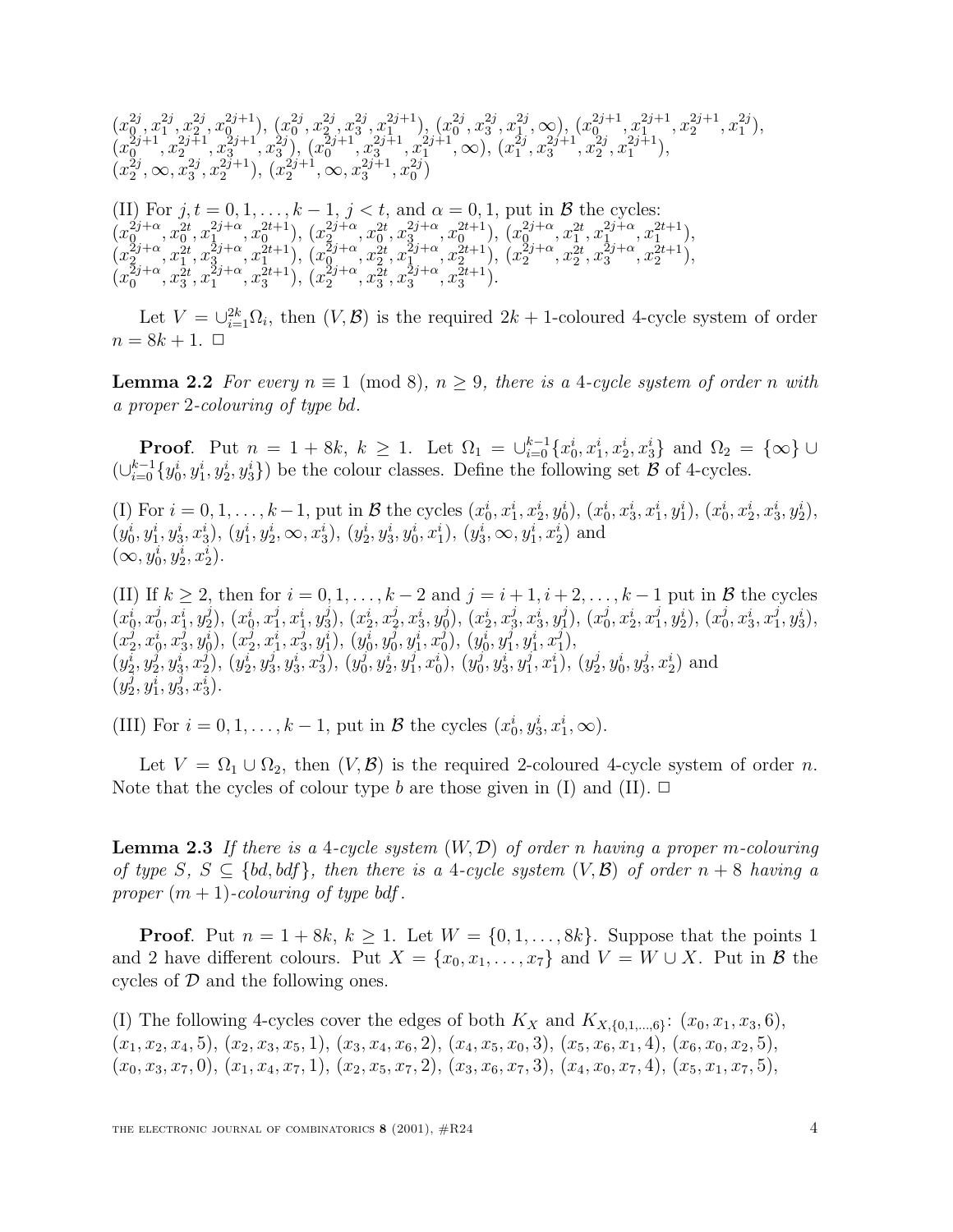$(x_0^{2j}, x_1^{2j}, x_2^{2j}, x_0^{2j+1})$, $(x_0^{2j}, x_2^{2j}, x_3^{2j}, x_1^{2j+1})$, $(x_0^{2j}, x_3^{2j}, x_1^{2j}, \infty)$, $(x_0^{2j+1}, x_1^{2j+1}, x_2^{2j+1}, x_1^{2j})$, $(x_0^{2j+1}, x_2^{2j+1}, x_3^{2j+1}, x_3^{2j})$, $(x_0^{2j+1}, x_3^{2j+1}, x_1^{2j+1}, \infty)$, $(x_1^{2j}, x_3^{2j+1}, x_2^{2j}, x_1^{2j+1})$, $(x_2^{2j}, \infty, x_3^{2j}, x_2^{2j+1})$, $(x_2^{2j+1}, \infty, x_3^{2j+1}, x_0^{2j})$

(II) For $j, t = 0, 1, \ldots, k-1$, $j < t$, and $\alpha = 0, 1$, put in $\mathcal{B}$ the cycles: $(x_0^{2j+\alpha}, x_0^{2t}, x_1^{2j+\alpha}, x_0^{2t+1})$, $(x_2^{2j+\alpha}, x_0^{2t}, x_3^{2j+\alpha}, x_0^{2t+1})$, $(x_0^{2j+\alpha}, x_1^{2t}, x_1^{2j+\alpha}, x_1^{2t+1})$, $(x_2^{2j+\alpha}, x_1^{2t}, x_3^{2j+\alpha}, x_1^{2t+1})$, $(x_0^{2j+\alpha}, x_2^{2t}, x_1^{2j+\alpha}, x_2^{2t+1})$, $(x_2^{2j+\alpha}, x_2^{2t}, x_3^{2j+\alpha}, x_2^{2t+1})$, $(x_0^{2j+\alpha}, x_3^{2t}, x_1^{2j+\alpha}, x_3^{2t+1})$, $(x_2^{2j+\alpha}, x_3^{2t}, x_3^{2j+\alpha}, x_3^{2t+1})$.

Let $V = \cup_{i=1}^{2k}\Omega_i$, then $(V, \mathcal{B})$ is the required $2k+1$-coloured 4-cycle system of order $n = 8k+1$. □

**Lemma 2.2** *For every $n \equiv 1 \pmod 8$, $n \geq 9$, there is a 4-cycle system of order $n$ with a proper 2-colouring of type bd.*

**Proof**. Put $n = 1 + 8k$, $k \geq 1$. Let $\Omega_1 = \cup_{i=0}^{k-1}\{x_0^i, x_1^i, x_2^i, x_3^i\}$ and $\Omega_2 = \{\infty\} \cup (\cup_{i=0}^{k-1}\{y_0^i, y_1^i, y_2^i, y_3^i\})$ be the colour classes. Define the following set $\mathcal{B}$ of 4-cycles.

(I) For $i = 0, 1, \ldots, k-1$, put in $\mathcal{B}$ the cycles $(x_0^i, x_1^i, x_2^i, y_0^i)$, $(x_0^i, x_3^i, x_1^i, y_1^i)$, $(x_0^i, x_2^i, x_3^i, y_2^i)$, $(y_0^i, y_1^i, y_3^i, x_3^i)$, $(y_1^i, y_2^i, \infty, x_3^i)$, $(y_2^i, y_3^i, y_0^i, x_1^i)$, $(y_3^i, \infty, y_1^i, x_2^i)$ and $(\infty, y_0^i, y_2^i, x_2^i)$.

(II) If $k \geq 2$, then for $i = 0, 1, \ldots, k-2$ and $j = i+1, i+2, \ldots, k-1$ put in $\mathcal{B}$ the cycles $(x_0^i, x_0^j, x_1^i, y_2^j)$, $(x_0^i, x_1^j, x_1^i, y_3^j)$, $(x_2^i, x_2^j, x_3^i, y_0^j)$, $(x_2^i, x_3^j, x_3^i, y_1^j)$, $(x_0^j, x_2^i, x_1^j, y_2^i)$, $(x_0^j, x_3^i, x_1^j, y_3^i)$, $(x_2^j, x_0^i, x_3^j, y_0^i)$, $(x_2^j, x_1^i, x_3^j, y_1^i)$, $(y_0^i, y_0^j, y_1^i, x_0^j)$, $(y_0^i, y_1^j, y_1^i, x_1^j)$, $(y_2^i, y_2^j, y_3^i, x_2^j)$, $(y_2^i, y_3^j, y_3^i, x_3^j)$, $(y_0^j, y_2^i, y_1^j, x_0^i)$, $(y_0^j, y_3^i, y_1^j, x_1^i)$, $(y_2^j, y_0^i, y_3^j, x_2^i)$ and $(y_2^j, y_1^i, y_3^j, x_3^i)$.

(III) For $i = 0, 1, \ldots, k-1$, put in $\mathcal{B}$ the cycles $(x_0^i, y_3^i, x_1^i, \infty)$.

Let $V = \Omega_1 \cup \Omega_2$, then $(V, \mathcal{B})$ is the required 2-coloured 4-cycle system of order $n$. Note that the cycles of colour type $b$ are those given in (I) and (II). □

**Lemma 2.3** *If there is a 4-cycle system $(W, \mathcal{D})$ of order $n$ having a proper $m$-colouring of type $S$, $S \subseteq \{bd, bdf\}$, then there is a 4-cycle system $(V, \mathcal{B})$ of order $n+8$ having a proper $(m+1)$-colouring of type bdf.*

**Proof**. Put $n = 1 + 8k$, $k \geq 1$. Let $W = \{0, 1, \ldots, 8k\}$. Suppose that the points 1 and 2 have different colours. Put $X = \{x_0, x_1, \ldots, x_7\}$ and $V = W \cup X$. Put in $\mathcal{B}$ the cycles of $\mathcal{D}$ and the following ones.

(I) The following 4-cycles cover the edges of both $K_X$ and $K_{X,\{0,1,\ldots,6\}}$: $(x_0, x_1, x_3, 6)$, $(x_1, x_2, x_4, 5)$, $(x_2, x_3, x_5, 1)$, $(x_3, x_4, x_6, 2)$, $(x_4, x_5, x_0, 3)$, $(x_5, x_6, x_1, 4)$, $(x_6, x_0, x_2, 5)$, $(x_0, x_3, x_7, 0)$, $(x_1, x_4, x_7, 1)$, $(x_2, x_5, x_7, 2)$, $(x_3, x_6, x_7, 3)$, $(x_4, x_0, x_7, 4)$, $(x_5, x_1, x_7, 5)$,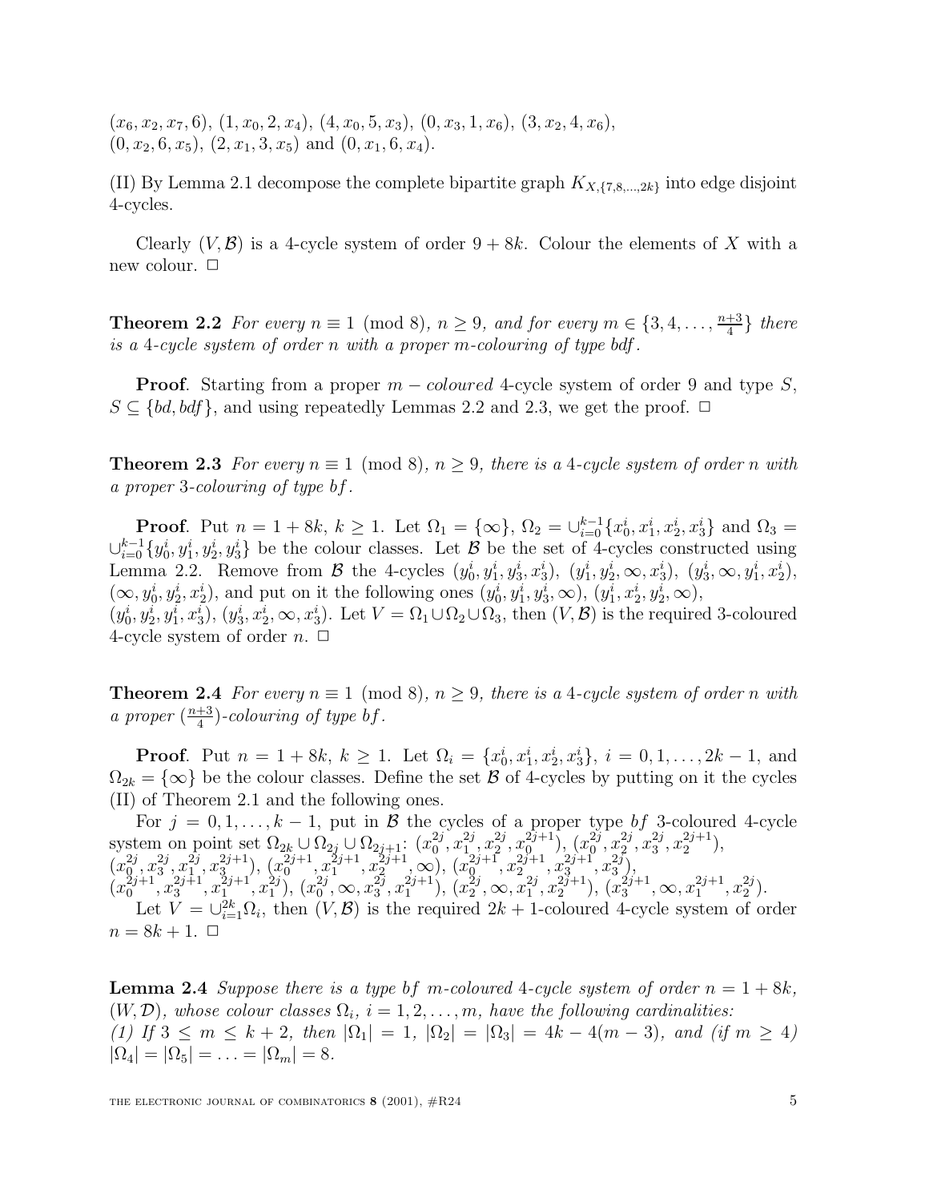$(x_6, x_2, x_7, 6)$, $(1, x_0, 2, x_4)$, $(4, x_0, 5, x_3)$, $(0, x_3, 1, x_6)$, $(3, x_2, 4, x_6)$, $(0, x_2, 6, x_5)$, $(2, x_1, 3, x_5)$ and $(0, x_1, 6, x_4)$.

(II) By Lemma 2.1 decompose the complete bipartite graph $K_{X,\{7,8,\ldots,2k\}}$ into edge disjoint 4-cycles.

Clearly $(V, \mathcal{B})$ is a 4-cycle system of order $9 + 8k$. Colour the elements of $X$ with a new colour. $\Box$

**Theorem 2.2** *For every $n \equiv 1 \pmod 8$, $n \geq 9$, and for every $m \in \{3, 4, \ldots, \frac{n+3}{4}\}$ there is a 4-cycle system of order $n$ with a proper $m$-colouring of type bdf.*

**Proof**. Starting from a proper $m - coloured$ 4-cycle system of order 9 and type $S$, $S \subseteq \{bd, bdf\}$, and using repeatedly Lemmas 2.2 and 2.3, we get the proof. $\Box$

**Theorem 2.3** *For every $n \equiv 1 \pmod 8$, $n \geq 9$, there is a 4-cycle system of order $n$ with a proper 3-colouring of type $bf$.*

**Proof**. Put $n = 1 + 8k$, $k \geq 1$. Let $\Omega_1 = \{\infty\}$, $\Omega_2 = \cup_{i=0}^{k-1}\{x_0^i, x_1^i, x_2^i, x_3^i\}$ and $\Omega_3 = \cup_{i=0}^{k-1}\{y_0^i, y_1^i, y_2^i, y_3^i\}$ be the colour classes. Let $\mathcal{B}$ be the set of 4-cycles constructed using Lemma 2.2. Remove from $\mathcal{B}$ the 4-cycles $(y_0^i, y_1^i, y_3^i, x_3^i)$, $(y_1^i, y_2^i, \infty, x_3^i)$, $(y_3^i, \infty, y_1^i, x_2^i)$, $(\infty, y_0^i, y_2^i, x_2^i)$, and put on it the following ones $(y_0^i, y_1^i, y_3^i, \infty)$, $(y_1^i, x_2^i, y_2^i, \infty)$, $(y_0^i, y_2^i, y_1^i, x_3^i)$, $(y_3^i, x_2^i, \infty, x_3^i)$. Let $V = \Omega_1 \cup \Omega_2 \cup \Omega_3$, then $(V, \mathcal{B})$ is the required 3-coloured 4-cycle system of order $n$. $\Box$

**Theorem 2.4** *For every $n \equiv 1 \pmod 8$, $n \geq 9$, there is a 4-cycle system of order $n$ with a proper $(\frac{n+3}{4})$-colouring of type $bf$.*

**Proof**. Put $n = 1 + 8k$, $k \geq 1$. Let $\Omega_i = \{x_0^i, x_1^i, x_2^i, x_3^i\}$, $i = 0, 1, \ldots, 2k-1$, and $\Omega_{2k} = \{\infty\}$ be the colour classes. Define the set $\mathcal{B}$ of 4-cycles by putting on it the cycles (II) of Theorem 2.1 and the following ones.

For $j = 0, 1, \ldots, k-1$, put in $\mathcal{B}$ the cycles of a proper type $bf$ 3-coloured 4-cycle system on point set $\Omega_{2k} \cup \Omega_{2j} \cup \Omega_{2j+1}$: $(x_0^{2j}, x_1^{2j}, x_2^{2j}, x_0^{2j+1})$, $(x_0^{2j}, x_2^{2j}, x_3^{2j}, x_2^{2j+1})$, $(x_0^{2j}, x_3^{2j}, x_1^{2j}, x_3^{2j+1})$, $(x_0^{2j+1}, x_1^{2j+1}, x_2^{2j+1}, \infty)$, $(x_0^{2j+1}, x_2^{2j+1}, x_3^{2j+1}, x_3^{2j})$, $(x_0^{2j+1}, x_3^{2j+1}, x_1^{2j+1}, x_1^{2j})$, $(x_0^{2j}, \infty, x_3^{2j}, x_1^{2j+1})$, $(x_2^{2j}, \infty, x_1^{2j}, x_2^{2j+1})$, $(x_3^{2j+1}, \infty, x_1^{2j+1}, x_2^{2j})$.

Let $V = \cup_{i=1}^{2k}\Omega_i$, then $(V, \mathcal{B})$ is the required $2k+1$-coloured 4-cycle system of order $n = 8k + 1$. $\Box$

**Lemma 2.4** *Suppose there is a type $bf$ $m$-coloured 4-cycle system of order $n = 1 + 8k$, $(W, \mathcal{D})$, whose colour classes $\Omega_i$, $i = 1, 2, \ldots, m$, have the following cardinalities:*
*(1) If $3 \leq m \leq k+2$, then $|\Omega_1| = 1$, $|\Omega_2| = |\Omega_3| = 4k - 4(m-3)$, and (if $m \geq 4$) $|\Omega_4| = |\Omega_5| = \ldots = |\Omega_m| = 8$.*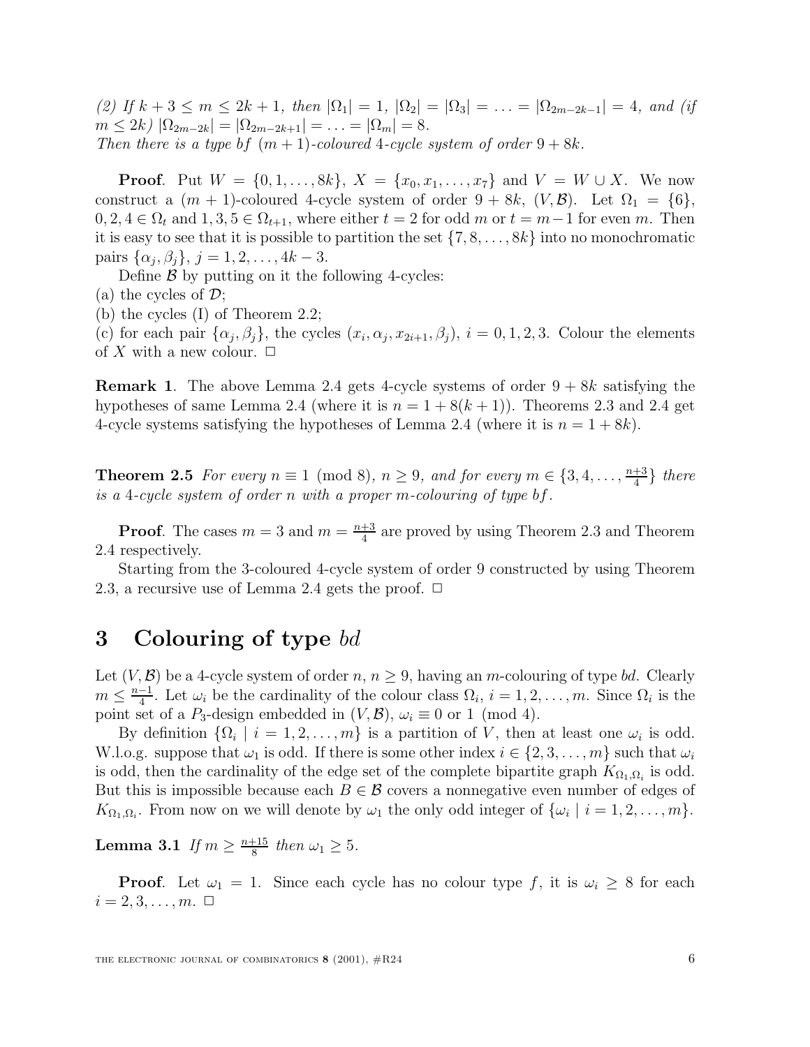*(2) If $k+3 \leq m \leq 2k+1$, then $|\Omega_1| = 1$, $|\Omega_2| = |\Omega_3| = \ldots = |\Omega_{2m-2k-1}| = 4$, and (if $m \leq 2k$) $|\Omega_{2m-2k}| = |\Omega_{2m-2k+1}| = \ldots = |\Omega_m| = 8$.*
*Then there is a type bf $(m+1)$-coloured 4-cycle system of order $9+8k$.*

**Proof**. Put $W = \{0, 1, \ldots, 8k\}$, $X = \{x_0, x_1, \ldots, x_7\}$ and $V = W \cup X$. We now construct a $(m+1)$-coloured 4-cycle system of order $9+8k$, $(V, \mathcal{B})$. Let $\Omega_1 = \{6\}$, $0, 2, 4 \in \Omega_t$ and $1, 3, 5 \in \Omega_{t+1}$, where either $t = 2$ for odd $m$ or $t = m-1$ for even $m$. Then it is easy to see that it is possible to partition the set $\{7, 8, \ldots, 8k\}$ into no monochromatic pairs $\{\alpha_j, \beta_j\}$, $j = 1, 2, \ldots, 4k-3$.

Define $\mathcal{B}$ by putting on it the following 4-cycles:
(a) the cycles of $\mathcal{D}$;
(b) the cycles (I) of Theorem 2.2;
(c) for each pair $\{\alpha_j, \beta_j\}$, the cycles $(x_i, \alpha_j, x_{2i+1}, \beta_j)$, $i = 0, 1, 2, 3$. Colour the elements of $X$ with a new colour. □

**Remark 1**. The above Lemma 2.4 gets 4-cycle systems of order $9+8k$ satisfying the hypotheses of same Lemma 2.4 (where it is $n = 1 + 8(k+1)$). Theorems 2.3 and 2.4 get 4-cycle systems satisfying the hypotheses of Lemma 2.4 (where it is $n = 1 + 8k$).

**Theorem 2.5** *For every $n \equiv 1 \pmod 8$, $n \geq 9$, and for every $m \in \{3, 4, \ldots, \frac{n+3}{4}\}$ there is a 4-cycle system of order $n$ with a proper $m$-colouring of type bf.*

**Proof**. The cases $m = 3$ and $m = \frac{n+3}{4}$ are proved by using Theorem 2.3 and Theorem 2.4 respectively.

Starting from the 3-coloured 4-cycle system of order 9 constructed by using Theorem 2.3, a recursive use of Lemma 2.4 gets the proof. □

## 3 Colouring of type *bd*

Let $(V, \mathcal{B})$ be a 4-cycle system of order $n$, $n \geq 9$, having an $m$-colouring of type *bd*. Clearly $m \leq \frac{n-1}{4}$. Let $\omega_i$ be the cardinality of the colour class $\Omega_i$, $i = 1, 2, \ldots, m$. Since $\Omega_i$ is the point set of a $P_3$-design embedded in $(V, \mathcal{B})$, $\omega_i \equiv 0$ or $1 \pmod 4$.

By definition $\{\Omega_i \mid i = 1, 2, \ldots, m\}$ is a partition of $V$, then at least one $\omega_i$ is odd. W.l.o.g. suppose that $\omega_1$ is odd. If there is some other index $i \in \{2, 3, \ldots, m\}$ such that $\omega_i$ is odd, then the cardinality of the edge set of the complete bipartite graph $K_{\Omega_1, \Omega_i}$ is odd. But this is impossible because each $B \in \mathcal{B}$ covers a nonnegative even number of edges of $K_{\Omega_1, \Omega_i}$. From now on we will denote by $\omega_1$ the only odd integer of $\{\omega_i \mid i = 1, 2, \ldots, m\}$.

**Lemma 3.1** *If $m \geq \frac{n+15}{8}$ then $\omega_1 \geq 5$.*

**Proof**. Let $\omega_1 = 1$. Since each cycle has no colour type $f$, it is $\omega_i \geq 8$ for each $i = 2, 3, \ldots, m$. □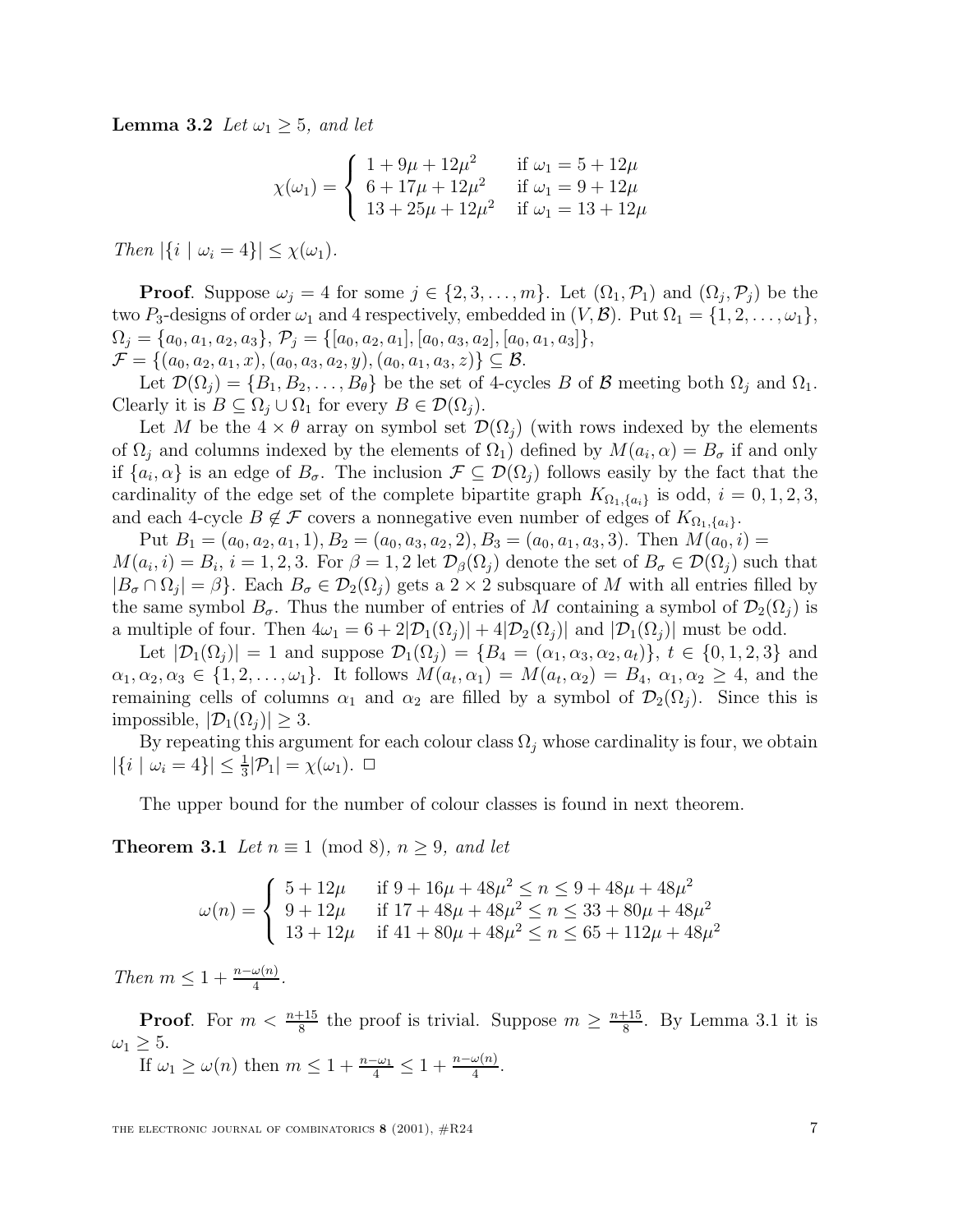**Lemma 3.2** *Let $\omega_1 \geq 5$, and let*

$$\chi(\omega_1) = \begin{cases} 1 + 9\mu + 12\mu^2 & \text{if } \omega_1 = 5 + 12\mu \\ 6 + 17\mu + 12\mu^2 & \text{if } \omega_1 = 9 + 12\mu \\ 13 + 25\mu + 12\mu^2 & \text{if } \omega_1 = 13 + 12\mu \end{cases}$$

*Then $|\{i \mid \omega_i = 4\}| \leq \chi(\omega_1)$.*

**Proof**. Suppose $\omega_j = 4$ for some $j \in \{2, 3, \ldots, m\}$. Let $(\Omega_1, \mathcal{P}_1)$ and $(\Omega_j, \mathcal{P}_j)$ be the two $P_3$-designs of order $\omega_1$ and 4 respectively, embedded in $(V, \mathcal{B})$. Put $\Omega_1 = \{1, 2, \ldots, \omega_1\}$, $\Omega_j = \{a_0, a_1, a_2, a_3\}$, $\mathcal{P}_j = \{[a_0, a_2, a_1], [a_0, a_3, a_2], [a_0, a_1, a_3]\}$, $\mathcal{F} = \{(a_0, a_2, a_1, x), (a_0, a_3, a_2, y), (a_0, a_1, a_3, z)\} \subseteq \mathcal{B}$.

Let $\mathcal{D}(\Omega_j) = \{B_1, B_2, \ldots, B_\theta\}$ be the set of 4-cycles $B$ of $\mathcal{B}$ meeting both $\Omega_j$ and $\Omega_1$. Clearly it is $B \subseteq \Omega_j \cup \Omega_1$ for every $B \in \mathcal{D}(\Omega_j)$.

Let $M$ be the $4 \times \theta$ array on symbol set $\mathcal{D}(\Omega_j)$ (with rows indexed by the elements of $\Omega_j$ and columns indexed by the elements of $\Omega_1$) defined by $M(a_i, \alpha) = B_\sigma$ if and only if $\{a_i, \alpha\}$ is an edge of $B_\sigma$. The inclusion $\mathcal{F} \subseteq \mathcal{D}(\Omega_j)$ follows easily by the fact that the cardinality of the edge set of the complete bipartite graph $K_{\Omega_1, \{a_i\}}$ is odd, $i = 0, 1, 2, 3$, and each 4-cycle $B \notin \mathcal{F}$ covers a nonnegative even number of edges of $K_{\Omega_1, \{a_i\}}$.

Put $B_1 = (a_0, a_2, a_1, 1), B_2 = (a_0, a_3, a_2, 2), B_3 = (a_0, a_1, a_3, 3)$. Then $M(a_0, i) = M(a_i, i) = B_i$, $i = 1, 2, 3$. For $\beta = 1, 2$ let $\mathcal{D}_\beta(\Omega_j)$ denote the set of $B_\sigma \in \mathcal{D}(\Omega_j)$ such that $|B_\sigma \cap \Omega_j| = \beta\}$. Each $B_\sigma \in \mathcal{D}_2(\Omega_j)$ gets a $2 \times 2$ subsquare of $M$ with all entries filled by the same symbol $B_\sigma$. Thus the number of entries of $M$ containing a symbol of $\mathcal{D}_2(\Omega_j)$ is a multiple of four. Then $4\omega_1 = 6 + 2|\mathcal{D}_1(\Omega_j)| + 4|\mathcal{D}_2(\Omega_j)|$ and $|\mathcal{D}_1(\Omega_j)|$ must be odd.

Let $|\mathcal{D}_1(\Omega_j)| = 1$ and suppose $\mathcal{D}_1(\Omega_j) = \{B_4 = (\alpha_1, \alpha_3, \alpha_2, a_t)\}$, $t \in \{0, 1, 2, 3\}$ and $\alpha_1, \alpha_2, \alpha_3 \in \{1, 2, \ldots, \omega_1\}$. It follows $M(a_t, \alpha_1) = M(a_t, \alpha_2) = B_4$, $\alpha_1, \alpha_2 \geq 4$, and the remaining cells of columns $\alpha_1$ and $\alpha_2$ are filled by a symbol of $\mathcal{D}_2(\Omega_j)$. Since this is impossible, $|\mathcal{D}_1(\Omega_j)| \geq 3$.

By repeating this argument for each colour class $\Omega_j$ whose cardinality is four, we obtain $|\{i \mid \omega_i = 4\}| \leq \frac{1}{3}|\mathcal{P}_1| = \chi(\omega_1)$. $\square$

The upper bound for the number of colour classes is found in next theorem.

**Theorem 3.1** *Let $n \equiv 1 \pmod 8$, $n \geq 9$, and let*

$$\omega(n) = \begin{cases} 5 + 12\mu & \text{if } 9 + 16\mu + 48\mu^2 \leq n \leq 9 + 48\mu + 48\mu^2 \\ 9 + 12\mu & \text{if } 17 + 48\mu + 48\mu^2 \leq n \leq 33 + 80\mu + 48\mu^2 \\ 13 + 12\mu & \text{if } 41 + 80\mu + 48\mu^2 \leq n \leq 65 + 112\mu + 48\mu^2 \end{cases}$$

*Then $m \leq 1 + \frac{n - \omega(n)}{4}$.*

**Proof**. For $m < \frac{n+15}{8}$ the proof is trivial. Suppose $m \geq \frac{n+15}{8}$. By Lemma 3.1 it is $\omega_1 \geq 5$.

If $\omega_1 \geq \omega(n)$ then $m \leq 1 + \frac{n - \omega_1}{4} \leq 1 + \frac{n - \omega(n)}{4}$.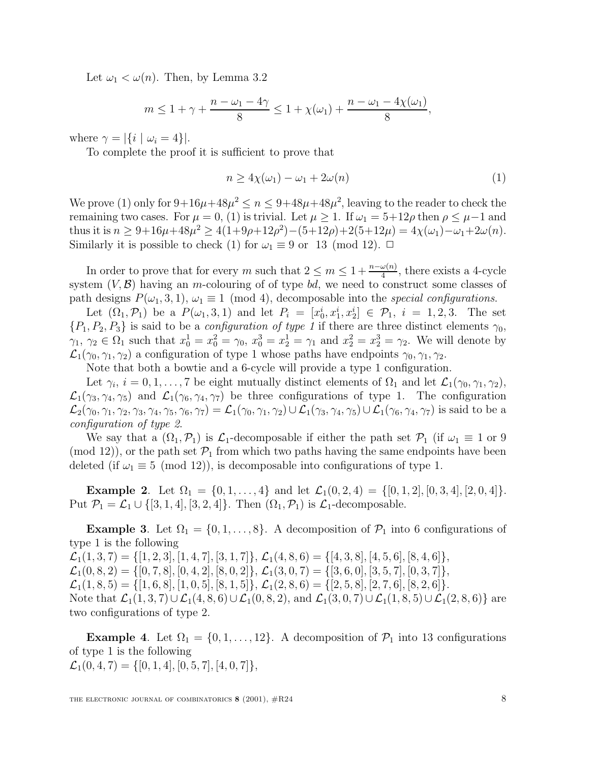Let $\omega_1 < \omega(n)$. Then, by Lemma 3.2

$$m \leq 1 + \gamma + \frac{n - \omega_1 - 4\gamma}{8} \leq 1 + \chi(\omega_1) + \frac{n - \omega_1 - 4\chi(\omega_1)}{8},$$

where $\gamma = |\{i \mid \omega_i = 4\}|$.

To complete the proof it is sufficient to prove that

$$n \geq 4\chi(\omega_1) - \omega_1 + 2\omega(n) \tag{1}$$

We prove (1) only for $9+16\mu+48\mu^2 \leq n \leq 9+48\mu+48\mu^2$, leaving to the reader to check the remaining two cases. For $\mu = 0$, (1) is trivial. Let $\mu \geq 1$. If $\omega_1 = 5+12\rho$ then $\rho \leq \mu - 1$ and thus it is $n \geq 9+16\mu+48\mu^2 \geq 4(1+9\rho+12\rho^2)-(5+12\rho)+2(5+12\mu) = 4\chi(\omega_1)-\omega_1+2\omega(n)$. Similarly it is possible to check (1) for $\omega_1 \equiv 9$ or $13 \pmod{12}$. □

In order to prove that for every $m$ such that $2 \leq m \leq 1 + \frac{n-\omega(n)}{4}$, there exists a 4-cycle system $(V, \mathcal{B})$ having an $m$-colouring of of type *bd*, we need to construct some classes of path designs $P(\omega_1, 3, 1)$, $\omega_1 \equiv 1 \pmod 4$, decomposable into the *special configurations*.

Let $(\Omega_1, \mathcal{P}_1)$ be a $P(\omega_1, 3, 1)$ and let $P_i = [x_0^i, x_1^i, x_2^i] \in \mathcal{P}_1$, $i = 1, 2, 3$. The set $\{P_1, P_2, P_3\}$ is said to be a *configuration of type 1* if there are three distinct elements $\gamma_0$, $\gamma_1$, $\gamma_2 \in \Omega_1$ such that $x_0^1 = x_0^2 = \gamma_0$, $x_0^3 = x_2^1 = \gamma_1$ and $x_2^2 = x_2^3 = \gamma_2$. We will denote by $\mathcal{L}_1(\gamma_0, \gamma_1, \gamma_2)$ a configuration of type 1 whose paths have endpoints $\gamma_0, \gamma_1, \gamma_2$.

Note that both a bowtie and a 6-cycle will provide a type 1 configuration.

Let $\gamma_i$, $i = 0, 1, \ldots, 7$ be eight mutually distinct elements of $\Omega_1$ and let $\mathcal{L}_1(\gamma_0, \gamma_1, \gamma_2)$, $\mathcal{L}_1(\gamma_3, \gamma_4, \gamma_5)$ and $\mathcal{L}_1(\gamma_6, \gamma_4, \gamma_7)$ be three configurations of type 1. The configuration $\mathcal{L}_2(\gamma_0, \gamma_1, \gamma_2, \gamma_3, \gamma_4, \gamma_5, \gamma_6, \gamma_7) = \mathcal{L}_1(\gamma_0, \gamma_1, \gamma_2) \cup \mathcal{L}_1(\gamma_3, \gamma_4, \gamma_5) \cup \mathcal{L}_1(\gamma_6, \gamma_4, \gamma_7)$ is said to be a *configuration of type 2*.

We say that a $(\Omega_1, \mathcal{P}_1)$ is $\mathcal{L}_1$-decomposable if either the path set $\mathcal{P}_1$ (if $\omega_1 \equiv 1$ or $9 \pmod{12}$), or the path set $\mathcal{P}_1$ from which two paths having the same endpoints have been deleted (if $\omega_1 \equiv 5 \pmod{12}$), is decomposable into configurations of type 1.

**Example 2**. Let $\Omega_1 = \{0, 1, \ldots, 4\}$ and let $\mathcal{L}_1(0, 2, 4) = \{[0, 1, 2], [0, 3, 4], [2, 0, 4]\}$. Put $\mathcal{P}_1 = \mathcal{L}_1 \cup \{[3, 1, 4], [3, 2, 4]\}$. Then $(\Omega_1, \mathcal{P}_1)$ is $\mathcal{L}_1$-decomposable.

**Example 3**. Let $\Omega_1 = \{0, 1, \ldots, 8\}$. A decomposition of $\mathcal{P}_1$ into 6 configurations of type 1 is the following
$\mathcal{L}_1(1, 3, 7) = \{[1, 2, 3], [1, 4, 7], [3, 1, 7]\}$, $\mathcal{L}_1(4, 8, 6) = \{[4, 3, 8], [4, 5, 6], [8, 4, 6]\}$,
$\mathcal{L}_1(0, 8, 2) = \{[0, 7, 8], [0, 4, 2], [8, 0, 2]\}$, $\mathcal{L}_1(3, 0, 7) = \{[3, 6, 0], [3, 5, 7], [0, 3, 7]\}$,
$\mathcal{L}_1(1, 8, 5) = \{[1, 6, 8], [1, 0, 5], [8, 1, 5]\}$, $\mathcal{L}_1(2, 8, 6) = \{[2, 5, 8], [2, 7, 6], [8, 2, 6]\}$.
Note that $\mathcal{L}_1(1, 3, 7) \cup \mathcal{L}_1(4, 8, 6) \cup \mathcal{L}_1(0, 8, 2)$, and $\mathcal{L}_1(3, 0, 7) \cup \mathcal{L}_1(1, 8, 5) \cup \mathcal{L}_1(2, 8, 6)\}$ are two configurations of type 2.

**Example 4**. Let $\Omega_1 = \{0, 1, \ldots, 12\}$. A decomposition of $\mathcal{P}_1$ into 13 configurations of type 1 is the following
$\mathcal{L}_1(0, 4, 7) = \{[0, 1, 4], [0, 5, 7], [4, 0, 7]\}$,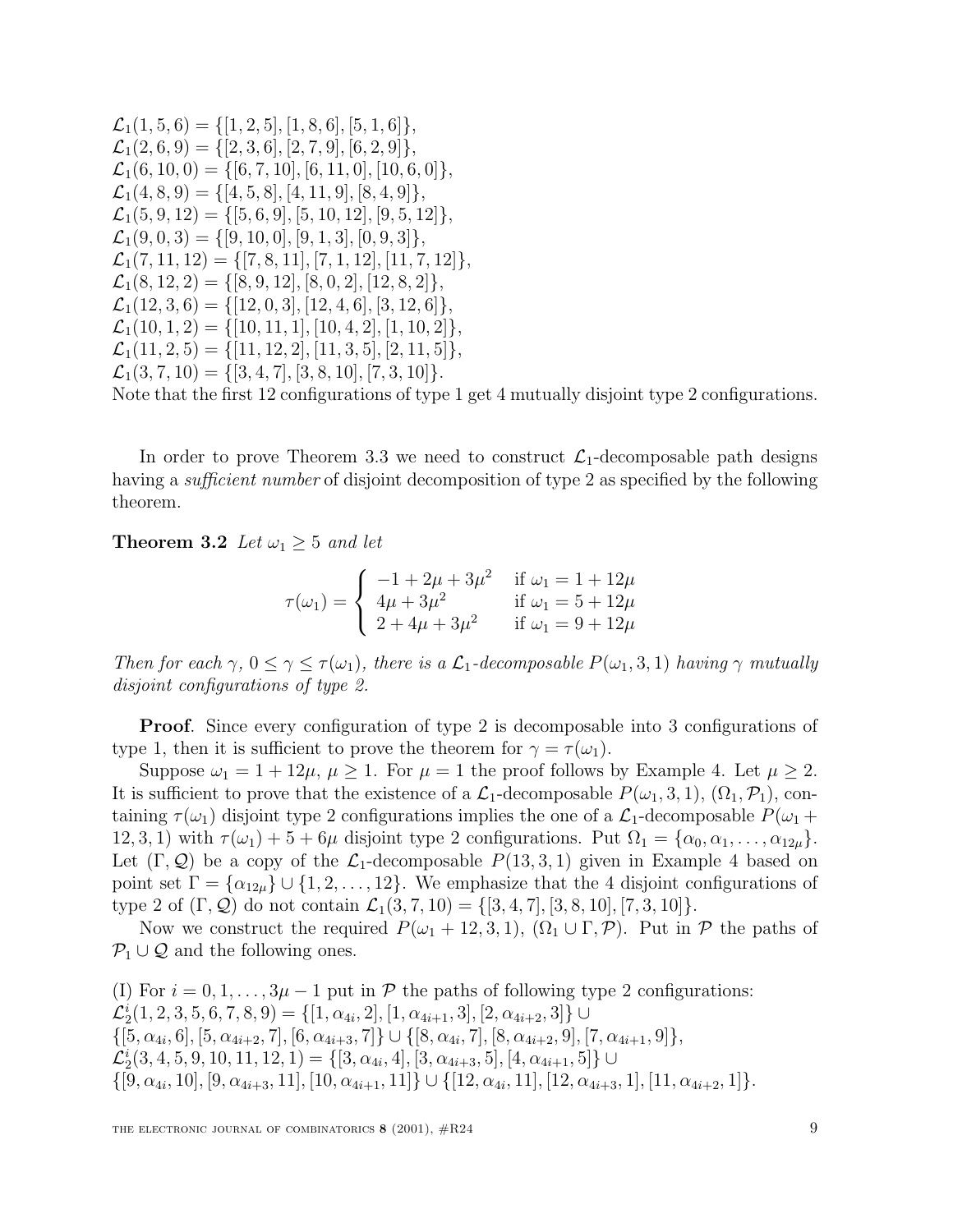$\mathcal{L}_1(1,5,6) = \{[1,2,5],[1,8,6],[5,1,6]\}$,
$\mathcal{L}_1(2,6,9) = \{[2,3,6],[2,7,9],[6,2,9]\}$,
$\mathcal{L}_1(6,10,0) = \{[6,7,10],[6,11,0],[10,6,0]\}$,
$\mathcal{L}_1(4,8,9) = \{[4,5,8],[4,11,9],[8,4,9]\}$,
$\mathcal{L}_1(5,9,12) = \{[5,6,9],[5,10,12],[9,5,12]\}$,
$\mathcal{L}_1(9,0,3) = \{[9,10,0],[9,1,3],[0,9,3]\}$,
$\mathcal{L}_1(7,11,12) = \{[7,8,11],[7,1,12],[11,7,12]\}$,
$\mathcal{L}_1(8,12,2) = \{[8,9,12],[8,0,2],[12,8,2]\}$,
$\mathcal{L}_1(12,3,6) = \{[12,0,3],[12,4,6],[3,12,6]\}$,
$\mathcal{L}_1(10,1,2) = \{[10,11,1],[10,4,2],[1,10,2]\}$,
$\mathcal{L}_1(11,2,5) = \{[11,12,2],[11,3,5],[2,11,5]\}$,
$\mathcal{L}_1(3,7,10) = \{[3,4,7],[3,8,10],[7,3,10]\}$.
Note that the first 12 configurations of type 1 get 4 mutually disjoint type 2 configurations.

In order to prove Theorem 3.3 we need to construct $\mathcal{L}_1$-decomposable path designs having a *sufficient number* of disjoint decomposition of type 2 as specified by the following theorem.

**Theorem 3.2** *Let $\omega_1 \geq 5$ and let*

$$\tau(\omega_1) = \begin{cases} -1 + 2\mu + 3\mu^2 & \text{if } \omega_1 = 1 + 12\mu \\ 4\mu + 3\mu^2 & \text{if } \omega_1 = 5 + 12\mu \\ 2 + 4\mu + 3\mu^2 & \text{if } \omega_1 = 9 + 12\mu \end{cases}$$

*Then for each $\gamma$, $0 \leq \gamma \leq \tau(\omega_1)$, there is a $\mathcal{L}_1$-decomposable $P(\omega_1, 3, 1)$ having $\gamma$ mutually disjoint configurations of type 2.*

**Proof**. Since every configuration of type 2 is decomposable into 3 configurations of type 1, then it is sufficient to prove the theorem for $\gamma = \tau(\omega_1)$.

Suppose $\omega_1 = 1 + 12\mu$, $\mu \geq 1$. For $\mu = 1$ the proof follows by Example 4. Let $\mu \geq 2$. It is sufficient to prove that the existence of a $\mathcal{L}_1$-decomposable $P(\omega_1, 3, 1)$, $(\Omega_1, \mathcal{P}_1)$, containing $\tau(\omega_1)$ disjoint type 2 configurations implies the one of a $\mathcal{L}_1$-decomposable $P(\omega_1 + 12, 3, 1)$ with $\tau(\omega_1) + 5 + 6\mu$ disjoint type 2 configurations. Put $\Omega_1 = \{\alpha_0, \alpha_1, \ldots, \alpha_{12\mu}\}$. Let $(\Gamma, \mathcal{Q})$ be a copy of the $\mathcal{L}_1$-decomposable $P(13, 3, 1)$ given in Example 4 based on point set $\Gamma = \{\alpha_{12\mu}\} \cup \{1, 2, \ldots, 12\}$. We emphasize that the 4 disjoint configurations of type 2 of $(\Gamma, \mathcal{Q})$ do not contain $\mathcal{L}_1(3,7,10) = \{[3,4,7],[3,8,10],[7,3,10]\}$.

Now we construct the required $P(\omega_1 + 12, 3, 1)$, $(\Omega_1 \cup \Gamma, \mathcal{P})$. Put in $\mathcal{P}$ the paths of $\mathcal{P}_1 \cup \mathcal{Q}$ and the following ones.

(I) For $i = 0, 1, \ldots, 3\mu - 1$ put in $\mathcal{P}$ the paths of following type 2 configurations:
$\mathcal{L}_2^i(1,2,3,5,6,7,8,9) = \{[1,\alpha_{4i},2],[1,\alpha_{4i+1},3],[2,\alpha_{4i+2},3]\} \cup$
$\{[5,\alpha_{4i},6],[5,\alpha_{4i+2},7],[6,\alpha_{4i+3},7]\} \cup \{[8,\alpha_{4i},7],[8,\alpha_{4i+2},9],[7,\alpha_{4i+1},9]\}$,
$\mathcal{L}_2^i(3,4,5,9,10,11,12,1) = \{[3,\alpha_{4i},4],[3,\alpha_{4i+3},5],[4,\alpha_{4i+1},5]\} \cup$
$\{[9,\alpha_{4i},10],[9,\alpha_{4i+3},11],[10,\alpha_{4i+1},11]\} \cup \{[12,\alpha_{4i},11],[12,\alpha_{4i+3},1],[11,\alpha_{4i+2},1]\}$.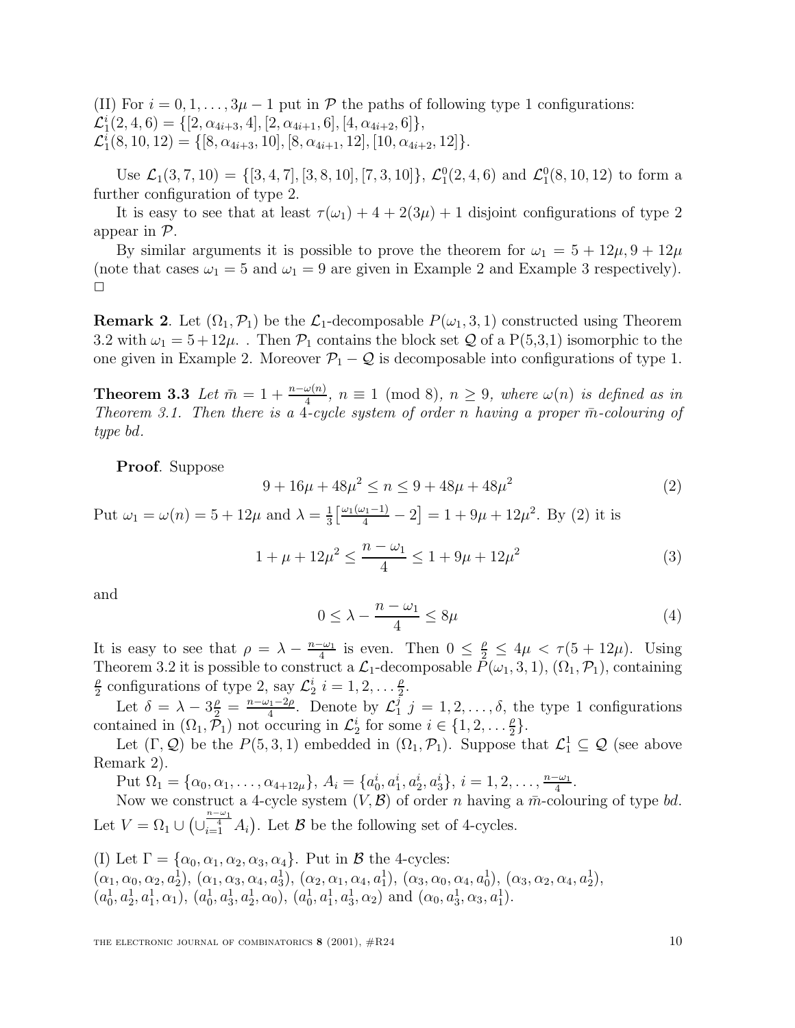(II) For $i = 0, 1, \ldots, 3\mu - 1$ put in $\mathcal{P}$ the paths of following type 1 configurations:
$\mathcal{L}_1^i(2,4,6) = \{[2, \alpha_{4i+3}, 4], [2, \alpha_{4i+1}, 6], [4, \alpha_{4i+2}, 6]\}$,
$\mathcal{L}_1^i(8,10,12) = \{[8, \alpha_{4i+3}, 10], [8, \alpha_{4i+1}, 12], [10, \alpha_{4i+2}, 12]\}$.

Use $\mathcal{L}_1(3,7,10) = \{[3,4,7], [3,8,10], [7,3,10]\}$, $\mathcal{L}_1^0(2,4,6)$ and $\mathcal{L}_1^0(8,10,12)$ to form a further configuration of type 2.

It is easy to see that at least $\tau(\omega_1) + 4 + 2(3\mu) + 1$ disjoint configurations of type 2 appear in $\mathcal{P}$.

By similar arguments it is possible to prove the theorem for $\omega_1 = 5 + 12\mu, 9 + 12\mu$ (note that cases $\omega_1 = 5$ and $\omega_1 = 9$ are given in Example 2 and Example 3 respectively). $\square$

**Remark 2**. Let $(\Omega_1, \mathcal{P}_1)$ be the $\mathcal{L}_1$-decomposable $P(\omega_1, 3, 1)$ constructed using Theorem 3.2 with $\omega_1 = 5 + 12\mu$. . Then $\mathcal{P}_1$ contains the block set $\mathcal{Q}$ of a P(5,3,1) isomorphic to the one given in Example 2. Moreover $\mathcal{P}_1 - \mathcal{Q}$ is decomposable into configurations of type 1.

**Theorem 3.3** *Let $\bar{m} = 1 + \frac{n-\omega(n)}{4}$, $n \equiv 1 \pmod 8$, $n \geq 9$, where $\omega(n)$ is defined as in Theorem 3.1. Then there is a 4-cycle system of order $n$ having a proper $\bar{m}$-colouring of type bd.*

**Proof**. Suppose

$$9 + 16\mu + 48\mu^2 \leq n \leq 9 + 48\mu + 48\mu^2 \tag{2}$$

Put $\omega_1 = \omega(n) = 5 + 12\mu$ and $\lambda = \frac{1}{3}\left[\frac{\omega_1(\omega_1 - 1)}{4} - 2\right] = 1 + 9\mu + 12\mu^2$. By (2) it is

$$1 + \mu + 12\mu^2 \leq \frac{n - \omega_1}{4} \leq 1 + 9\mu + 12\mu^2 \tag{3}$$

and

$$0 \leq \lambda - \frac{n - \omega_1}{4} \leq 8\mu \tag{4}$$

It is easy to see that $\rho = \lambda - \frac{n-\omega_1}{4}$ is even. Then $0 \leq \frac{\rho}{2} \leq 4\mu < \tau(5 + 12\mu)$. Using Theorem 3.2 it is possible to construct a $\mathcal{L}_1$-decomposable $P(\omega_1, 3, 1)$, $(\Omega_1, \mathcal{P}_1)$, containing $\frac{\rho}{2}$ configurations of type 2, say $\mathcal{L}_2^i$ $i = 1, 2, \ldots \frac{\rho}{2}$.

Let $\delta = \lambda - 3\frac{\rho}{2} = \frac{n - \omega_1 - 2\rho}{4}$. Denote by $\mathcal{L}_1^j$ $j = 1, 2, \ldots, \delta$, the type 1 configurations contained in $(\Omega_1, \mathcal{P}_1)$ not occuring in $\mathcal{L}_2^i$ for some $i \in \{1, 2, \ldots \frac{\rho}{2}\}$.

Let $(\Gamma, \mathcal{Q})$ be the $P(5,3,1)$ embedded in $(\Omega_1, \mathcal{P}_1)$. Suppose that $\mathcal{L}_1^1 \subseteq \mathcal{Q}$ (see above Remark 2).

Put $\Omega_1 = \{\alpha_0, \alpha_1, \ldots, \alpha_{4+12\mu}\}$, $A_i = \{a_0^i, a_1^i, a_2^i, a_3^i\}$, $i = 1, 2, \ldots, \frac{n-\omega_1}{4}$.

Now we construct a 4-cycle system $(V, \mathcal{B})$ of order $n$ having a $\bar{m}$-colouring of type $bd$. Let $V = \Omega_1 \cup \left(\cup_{i=1}^{\frac{n-\omega_1}{4}} A_i\right)$. Let $\mathcal{B}$ be the following set of 4-cycles.

(I) Let $\Gamma = \{\alpha_0, \alpha_1, \alpha_2, \alpha_3, \alpha_4\}$. Put in $\mathcal{B}$ the 4-cycles:
$(\alpha_1, \alpha_0, \alpha_2, a_2^1)$, $(\alpha_1, \alpha_3, \alpha_4, a_3^1)$, $(\alpha_2, \alpha_1, \alpha_4, a_1^1)$, $(\alpha_3, \alpha_0, \alpha_4, a_0^1)$, $(\alpha_3, \alpha_2, \alpha_4, a_2^1)$,
$(a_0^1, a_2^1, a_1^1, \alpha_1)$, $(a_0^1, a_3^1, a_2^1, \alpha_0)$, $(a_0^1, a_1^1, a_3^1, \alpha_2)$ and $(\alpha_0, a_3^1, \alpha_3, a_1^1)$.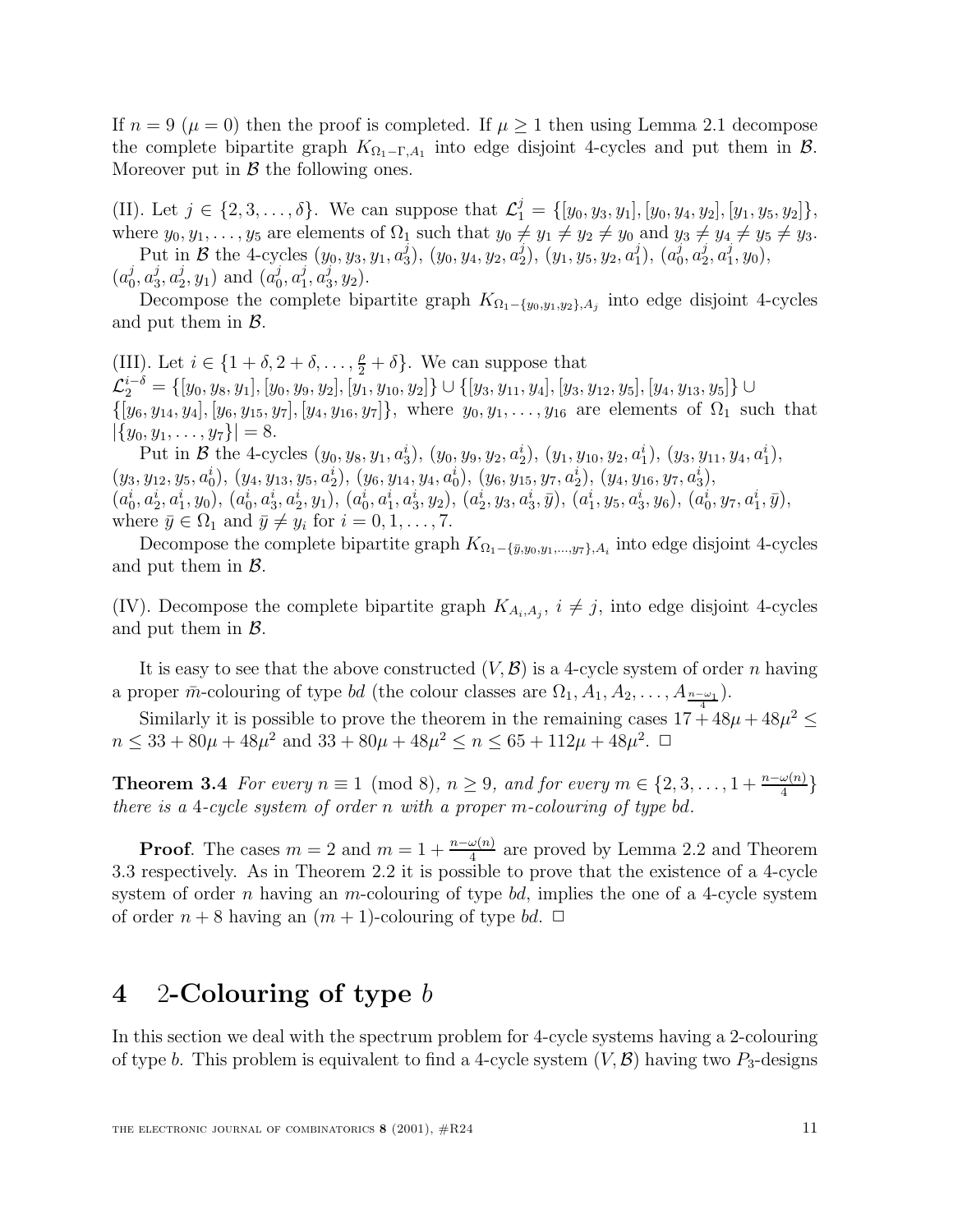If $n = 9$ ($\mu = 0$) then the proof is completed. If $\mu \geq 1$ then using Lemma 2.1 decompose the complete bipartite graph $K_{\Omega_1 - \Gamma, A_1}$ into edge disjoint 4-cycles and put them in $\mathcal{B}$. Moreover put in $\mathcal{B}$ the following ones.

(II). Let $j \in \{2, 3, \ldots, \delta\}$. We can suppose that $\mathcal{L}_1^j = \{[y_0, y_3, y_1], [y_0, y_4, y_2], [y_1, y_5, y_2]\}$, where $y_0, y_1, \ldots, y_5$ are elements of $\Omega_1$ such that $y_0 \neq y_1 \neq y_2 \neq y_0$ and $y_3 \neq y_4 \neq y_5 \neq y_3$.

Put in $\mathcal{B}$ the 4-cycles $(y_0, y_3, y_1, a_3^j)$, $(y_0, y_4, y_2, a_2^j)$, $(y_1, y_5, y_2, a_1^j)$, $(a_0^j, a_2^j, a_1^j, y_0)$, $(a_0^j, a_3^j, a_2^j, y_1)$ and $(a_0^j, a_1^j, a_3^j, y_2)$.

Decompose the complete bipartite graph $K_{\Omega_1 - \{y_0, y_1, y_2\}, A_j}$ into edge disjoint 4-cycles and put them in $\mathcal{B}$.

(III). Let $i \in \{1 + \delta, 2 + \delta, \ldots, \frac{\rho}{2} + \delta\}$. We can suppose that $\mathcal{L}_2^{i-\delta} = \{[y_0, y_8, y_1], [y_0, y_9, y_2], [y_1, y_{10}, y_2]\} \cup \{[y_3, y_{11}, y_4], [y_3, y_{12}, y_5], [y_4, y_{13}, y_5]\} \cup \{[y_6, y_{14}, y_4], [y_6, y_{15}, y_7], [y_4, y_{16}, y_7]\}$, where $y_0, y_1, \ldots, y_{16}$ are elements of $\Omega_1$ such that $|\{y_0, y_1, \ldots, y_7\}| = 8$.

Put in $\mathcal{B}$ the 4-cycles $(y_0, y_8, y_1, a_3^i)$, $(y_0, y_9, y_2, a_2^i)$, $(y_1, y_{10}, y_2, a_1^i)$, $(y_3, y_{11}, y_4, a_1^i)$, $(y_3, y_{12}, y_5, a_0^i)$, $(y_4, y_{13}, y_5, a_2^i)$, $(y_6, y_{14}, y_4, a_0^i)$, $(y_6, y_{15}, y_7, a_2^i)$, $(y_4, y_{16}, y_7, a_3^i)$, $(a_0^i, a_2^i, a_1^i, y_0)$, $(a_0^i, a_3^i, a_2^i, y_1)$, $(a_0^i, a_1^i, a_3^i, y_2)$, $(a_2^i, y_3, a_3^i, \bar{y})$, $(a_1^i, y_5, a_3^i, y_6)$, $(a_0^i, y_7, a_1^i, \bar{y})$, where $\bar{y} \in \Omega_1$ and $\bar{y} \neq y_i$ for $i = 0, 1, \ldots, 7$.

Decompose the complete bipartite graph $K_{\Omega_1 - \{\bar{y}, y_0, y_1, \ldots, y_7\}, A_i}$ into edge disjoint 4-cycles and put them in $\mathcal{B}$.

(IV). Decompose the complete bipartite graph $K_{A_i, A_j}$, $i \neq j$, into edge disjoint 4-cycles and put them in $\mathcal{B}$.

It is easy to see that the above constructed $(V, \mathcal{B})$ is a 4-cycle system of order $n$ having a proper $\bar{m}$-colouring of type $bd$ (the colour classes are $\Omega_1, A_1, A_2, \ldots, A_{\frac{n-\omega_1}{4}}$).

Similarly it is possible to prove the theorem in the remaining cases $17 + 48\mu + 48\mu^2 \leq n \leq 33 + 80\mu + 48\mu^2$ and $33 + 80\mu + 48\mu^2 \leq n \leq 65 + 112\mu + 48\mu^2$. $\square$

**Theorem 3.4** *For every $n \equiv 1 \pmod 8$, $n \geq 9$, and for every $m \in \{2, 3, \ldots, 1 + \frac{n-\omega(n)}{4}\}$ there is a 4-cycle system of order $n$ with a proper $m$-colouring of type bd.*

**Proof**. The cases $m = 2$ and $m = 1 + \frac{n-\omega(n)}{4}$ are proved by Lemma 2.2 and Theorem 3.3 respectively. As in Theorem 2.2 it is possible to prove that the existence of a 4-cycle system of order $n$ having an $m$-colouring of type $bd$, implies the one of a 4-cycle system of order $n + 8$ having an $(m + 1)$-colouring of type $bd$. $\square$

# 4 2-Colouring of type $b$

In this section we deal with the spectrum problem for 4-cycle systems having a 2-colouring of type $b$. This problem is equivalent to find a 4-cycle system $(V, \mathcal{B})$ having two $P_3$-designs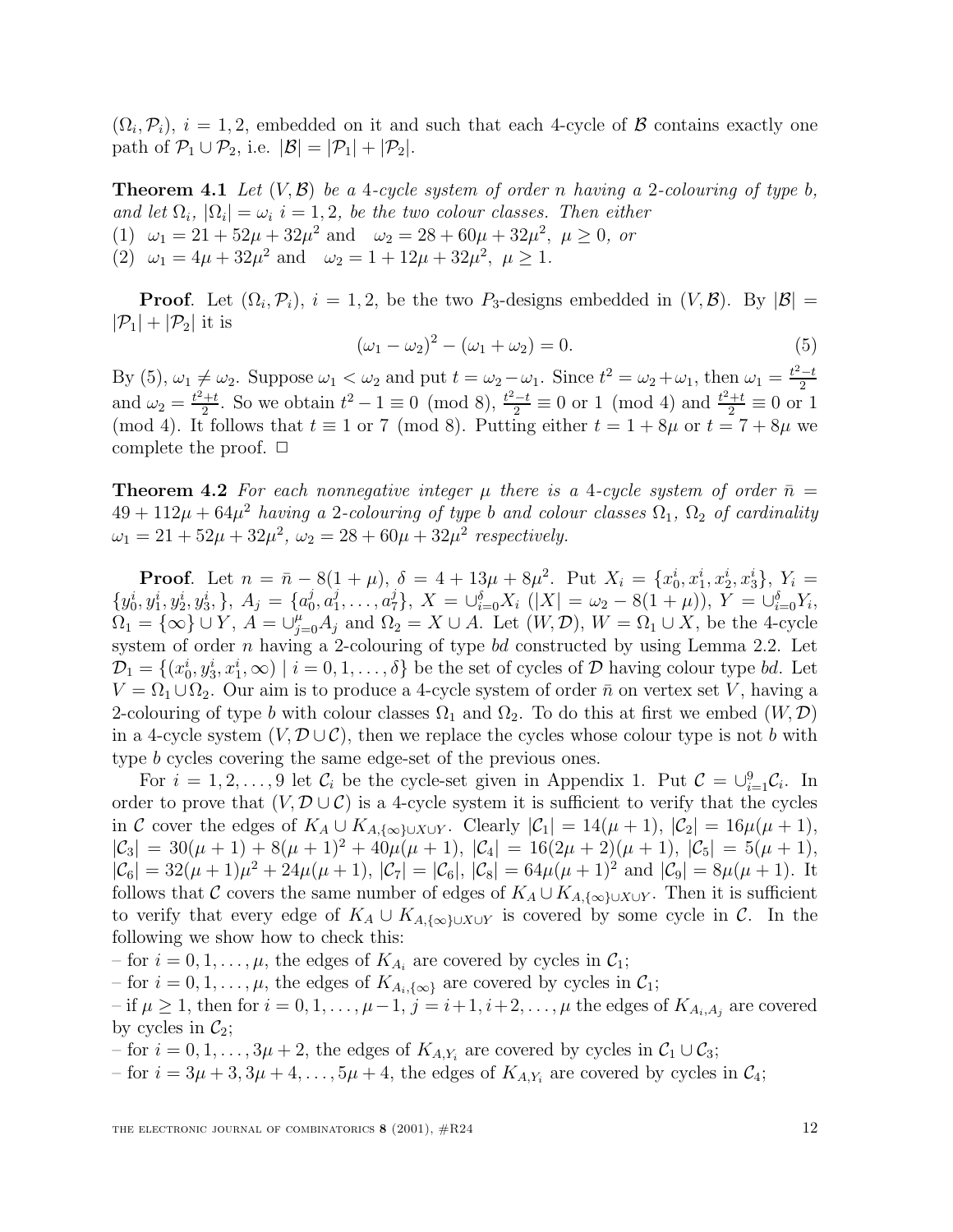$(\Omega_i, \mathcal{P}_i)$, $i = 1, 2$, embedded on it and such that each 4-cycle of $\mathcal{B}$ contains exactly one path of $\mathcal{P}_1 \cup \mathcal{P}_2$, i.e. $|\mathcal{B}| = |\mathcal{P}_1| + |\mathcal{P}_2|$.

**Theorem 4.1** *Let $(V, \mathcal{B})$ be a 4-cycle system of order $n$ having a 2-colouring of type $b$, and let $\Omega_i$, $|\Omega_i| = \omega_i$ $i = 1, 2$, be the two colour classes. Then either*
(1) $\omega_1 = 21 + 52\mu + 32\mu^2$ and $\omega_2 = 28 + 60\mu + 32\mu^2$, $\mu \geq 0$, *or*
(2) $\omega_1 = 4\mu + 32\mu^2$ and $\omega_2 = 1 + 12\mu + 32\mu^2$, $\mu \geq 1$.

**Proof**. Let $(\Omega_i, \mathcal{P}_i)$, $i = 1, 2$, be the two $P_3$-designs embedded in $(V, \mathcal{B})$. By $|\mathcal{B}| = |\mathcal{P}_1| + |\mathcal{P}_2|$ it is

$$(\omega_1 - \omega_2)^2 - (\omega_1 + \omega_2) = 0. \tag{5}$$

By (5), $\omega_1 \neq \omega_2$. Suppose $\omega_1 < \omega_2$ and put $t = \omega_2 - \omega_1$. Since $t^2 = \omega_2 + \omega_1$, then $\omega_1 = \frac{t^2 - t}{2}$ and $\omega_2 = \frac{t^2 + t}{2}$. So we obtain $t^2 - 1 \equiv 0 \pmod 8$, $\frac{t^2 - t}{2} \equiv 0$ or $1 \pmod 4$ and $\frac{t^2 + t}{2} \equiv 0$ or $1 \pmod 4$. It follows that $t \equiv 1$ or $7 \pmod 8$. Putting either $t = 1 + 8\mu$ or $t = 7 + 8\mu$ we complete the proof. $\Box$

**Theorem 4.2** *For each nonnegative integer $\mu$ there is a 4-cycle system of order $\bar{n} = 49 + 112\mu + 64\mu^2$ having a 2-colouring of type $b$ and colour classes $\Omega_1$, $\Omega_2$ of cardinality $\omega_1 = 21 + 52\mu + 32\mu^2$, $\omega_2 = 28 + 60\mu + 32\mu^2$ respectively.*

**Proof**. Let $n = \bar{n} - 8(1 + \mu)$, $\delta = 4 + 13\mu + 8\mu^2$. Put $X_i = \{x_0^i, x_1^i, x_2^i, x_3^i\}$, $Y_i = \{y_0^i, y_1^i, y_2^i, y_3^i, \}$, $A_j = \{a_0^j, a_1^j, \ldots, a_7^j\}$, $X = \cup_{i=0}^{\delta} X_i$ ($|X| = \omega_2 - 8(1 + \mu)$), $Y = \cup_{i=0}^{\delta} Y_i$, $\Omega_1 = \{\infty\} \cup Y$, $A = \cup_{j=0}^{\mu} A_j$ and $\Omega_2 = X \cup A$. Let $(W, \mathcal{D})$, $W = \Omega_1 \cup X$, be the 4-cycle system of order $n$ having a 2-colouring of type $bd$ constructed by using Lemma 2.2. Let $\mathcal{D}_1 = \{(x_0^i, y_3^i, x_1^i, \infty) \mid i = 0, 1, \ldots, \delta\}$ be the set of cycles of $\mathcal{D}$ having colour type $bd$. Let $V = \Omega_1 \cup \Omega_2$. Our aim is to produce a 4-cycle system of order $\bar{n}$ on vertex set $V$, having a 2-colouring of type $b$ with colour classes $\Omega_1$ and $\Omega_2$. To do this at first we embed $(W, \mathcal{D})$ in a 4-cycle system $(V, \mathcal{D} \cup \mathcal{C})$, then we replace the cycles whose colour type is not $b$ with type $b$ cycles covering the same edge-set of the previous ones.

For $i = 1, 2, \ldots, 9$ let $\mathcal{C}_i$ be the cycle-set given in Appendix 1. Put $\mathcal{C} = \cup_{i=1}^{9} \mathcal{C}_i$. In order to prove that $(V, \mathcal{D} \cup \mathcal{C})$ is a 4-cycle system it is sufficient to verify that the cycles in $\mathcal{C}$ cover the edges of $K_A \cup K_{A, \{\infty\} \cup X \cup Y}$. Clearly $|\mathcal{C}_1| = 14(\mu + 1)$, $|\mathcal{C}_2| = 16\mu(\mu + 1)$, $|\mathcal{C}_3| = 30(\mu + 1) + 8(\mu + 1)^2 + 40\mu(\mu + 1)$, $|\mathcal{C}_4| = 16(2\mu + 2)(\mu + 1)$, $|\mathcal{C}_5| = 5(\mu + 1)$, $|\mathcal{C}_6| = 32(\mu + 1)\mu^2 + 24\mu(\mu + 1)$, $|\mathcal{C}_7| = |\mathcal{C}_6|$, $|\mathcal{C}_8| = 64\mu(\mu + 1)^2$ and $|\mathcal{C}_9| = 8\mu(\mu + 1)$. It follows that $\mathcal{C}$ covers the same number of edges of $K_A \cup K_{A, \{\infty\} \cup X \cup Y}$. Then it is sufficient to verify that every edge of $K_A \cup K_{A, \{\infty\} \cup X \cup Y}$ is covered by some cycle in $\mathcal{C}$. In the following we show how to check this:

– for $i = 0, 1, \ldots, \mu$, the edges of $K_{A_i}$ are covered by cycles in $\mathcal{C}_1$;
– for $i = 0, 1, \ldots, \mu$, the edges of $K_{A_i, \{\infty\}}$ are covered by cycles in $\mathcal{C}_1$;
– if $\mu \geq 1$, then for $i = 0, 1, \ldots, \mu - 1$, $j = i + 1, i + 2, \ldots, \mu$ the edges of $K_{A_i, A_j}$ are covered by cycles in $\mathcal{C}_2$;
– for $i = 0, 1, \ldots, 3\mu + 2$, the edges of $K_{A, Y_i}$ are covered by cycles in $\mathcal{C}_1 \cup \mathcal{C}_3$;
– for $i = 3\mu + 3, 3\mu + 4, \ldots, 5\mu + 4$, the edges of $K_{A, Y_i}$ are covered by cycles in $\mathcal{C}_4$;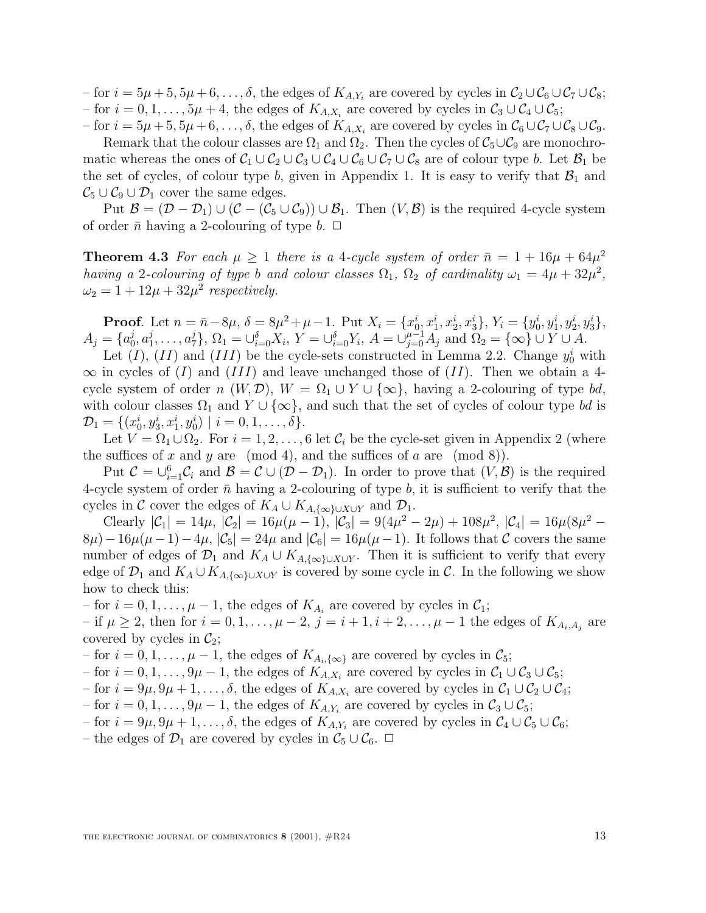– for $i = 5\mu+5, 5\mu+6, \ldots, \delta$, the edges of $K_{A,Y_i}$ are covered by cycles in $\mathcal{C}_2 \cup \mathcal{C}_6 \cup \mathcal{C}_7 \cup \mathcal{C}_8$;
– for $i = 0, 1, \ldots, 5\mu+4$, the edges of $K_{A,X_i}$ are covered by cycles in $\mathcal{C}_3 \cup \mathcal{C}_4 \cup \mathcal{C}_5$;
– for $i = 5\mu+5, 5\mu+6, \ldots, \delta$, the edges of $K_{A,X_i}$ are covered by cycles in $\mathcal{C}_6 \cup \mathcal{C}_7 \cup \mathcal{C}_8 \cup \mathcal{C}_9$.

Remark that the colour classes are $\Omega_1$ and $\Omega_2$. Then the cycles of $\mathcal{C}_5 \cup \mathcal{C}_9$ are monochromatic whereas the ones of $\mathcal{C}_1 \cup \mathcal{C}_2 \cup \mathcal{C}_3 \cup \mathcal{C}_4 \cup \mathcal{C}_6 \cup \mathcal{C}_7 \cup \mathcal{C}_8$ are of colour type $b$. Let $\mathcal{B}_1$ be the set of cycles, of colour type $b$, given in Appendix 1. It is easy to verify that $\mathcal{B}_1$ and $\mathcal{C}_5 \cup \mathcal{C}_9 \cup \mathcal{D}_1$ cover the same edges.

Put $\mathcal{B} = (\mathcal{D} - \mathcal{D}_1) \cup (\mathcal{C} - (\mathcal{C}_5 \cup \mathcal{C}_9)) \cup \mathcal{B}_1$. Then $(V, \mathcal{B})$ is the required 4-cycle system of order $\bar{n}$ having a 2-colouring of type $b$. $\Box$

**Theorem 4.3** *For each $\mu \geq 1$ there is a 4-cycle system of order $\bar{n} = 1 + 16\mu + 64\mu^2$ having a 2-colouring of type $b$ and colour classes $\Omega_1$, $\Omega_2$ of cardinality $\omega_1 = 4\mu + 32\mu^2$, $\omega_2 = 1 + 12\mu + 32\mu^2$ respectively.*

**Proof**. Let $n = \bar{n} - 8\mu$, $\delta = 8\mu^2 + \mu - 1$. Put $X_i = \{x_0^i, x_1^i, x_2^i, x_3^i\}$, $Y_i = \{y_0^i, y_1^i, y_2^i, y_3^i\}$, $A_j = \{a_0^j, a_1^j, \ldots, a_7^j\}$, $\Omega_1 = \cup_{i=0}^{\delta} X_i$, $Y = \cup_{i=0}^{\delta} Y_i$, $A = \cup_{j=0}^{\mu-1} A_j$ and $\Omega_2 = \{\infty\} \cup Y \cup A$.

Let $(I)$, $(II)$ and $(III)$ be the cycle-sets constructed in Lemma 2.2. Change $y_0^i$ with $\infty$ in cycles of $(I)$ and $(III)$ and leave unchanged those of $(II)$. Then we obtain a 4-cycle system of order $n$ $(W, \mathcal{D})$, $W = \Omega_1 \cup Y \cup \{\infty\}$, having a 2-colouring of type $bd$, with colour classes $\Omega_1$ and $Y \cup \{\infty\}$, and such that the set of cycles of colour type $bd$ is $\mathcal{D}_1 = \{(x_0^i, y_3^i, x_1^i, y_0^i) \mid i = 0, 1, \ldots, \delta\}$.

Let $V = \Omega_1 \cup \Omega_2$. For $i = 1, 2, \ldots, 6$ let $\mathcal{C}_i$ be the cycle-set given in Appendix 2 (where the suffices of $x$ and $y$ are $\pmod 4$, and the suffices of $a$ are $\pmod 8$).

Put $\mathcal{C} = \cup_{i=1}^{6} \mathcal{C}_i$ and $\mathcal{B} = \mathcal{C} \cup (\mathcal{D} - \mathcal{D}_1)$. In order to prove that $(V, \mathcal{B})$ is the required 4-cycle system of order $\bar{n}$ having a 2-colouring of type $b$, it is sufficient to verify that the cycles in $\mathcal{C}$ cover the edges of $K_A \cup K_{A,\{\infty\} \cup X \cup Y}$ and $\mathcal{D}_1$.

Clearly $|\mathcal{C}_1| = 14\mu$, $|\mathcal{C}_2| = 16\mu(\mu-1)$, $|\mathcal{C}_3| = 9(4\mu^2 - 2\mu) + 108\mu^2$, $|\mathcal{C}_4| = 16\mu(8\mu^2 - 8\mu) - 16\mu(\mu-1) - 4\mu$, $|\mathcal{C}_5| = 24\mu$ and $|\mathcal{C}_6| = 16\mu(\mu-1)$. It follows that $\mathcal{C}$ covers the same number of edges of $\mathcal{D}_1$ and $K_A \cup K_{A,\{\infty\} \cup X \cup Y}$. Then it is sufficient to verify that every edge of $\mathcal{D}_1$ and $K_A \cup K_{A,\{\infty\} \cup X \cup Y}$ is covered by some cycle in $\mathcal{C}$. In the following we show how to check this:

– for $i = 0, 1, \ldots, \mu-1$, the edges of $K_{A_i}$ are covered by cycles in $\mathcal{C}_1$;
– if $\mu \geq 2$, then for $i = 0, 1, \ldots, \mu-2$, $j = i+1, i+2, \ldots, \mu-1$ the edges of $K_{A_i, A_j}$ are covered by cycles in $\mathcal{C}_2$;
– for $i = 0, 1, \ldots, \mu-1$, the edges of $K_{A_i,\{\infty\}}$ are covered by cycles in $\mathcal{C}_5$;
– for $i = 0, 1, \ldots, 9\mu-1$, the edges of $K_{A,X_i}$ are covered by cycles in $\mathcal{C}_1 \cup \mathcal{C}_3 \cup \mathcal{C}_5$;
– for $i = 9\mu, 9\mu+1, \ldots, \delta$, the edges of $K_{A,X_i}$ are covered by cycles in $\mathcal{C}_1 \cup \mathcal{C}_2 \cup \mathcal{C}_4$;
– for $i = 0, 1, \ldots, 9\mu-1$, the edges of $K_{A,Y_i}$ are covered by cycles in $\mathcal{C}_3 \cup \mathcal{C}_5$;
– for $i = 9\mu, 9\mu+1, \ldots, \delta$, the edges of $K_{A,Y_i}$ are covered by cycles in $\mathcal{C}_4 \cup \mathcal{C}_5 \cup \mathcal{C}_6$;
– the edges of $\mathcal{D}_1$ are covered by cycles in $\mathcal{C}_5 \cup \mathcal{C}_6$. $\Box$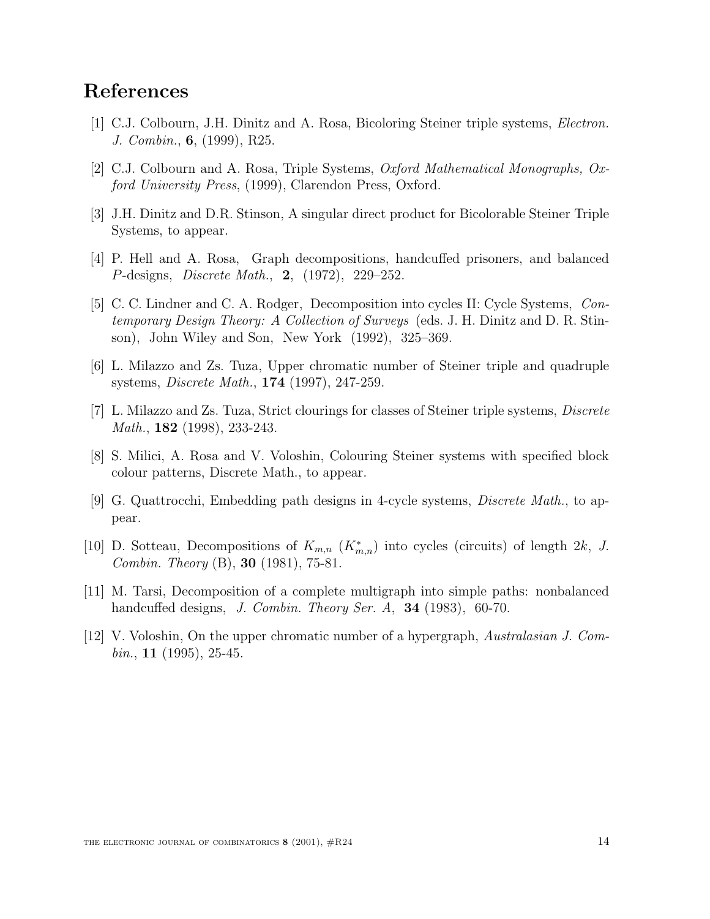## References

[1] C.J. Colbourn, J.H. Dinitz and A. Rosa, Bicoloring Steiner triple systems, *Electron. J. Combin.*, **6**, (1999), R25.

[2] C.J. Colbourn and A. Rosa, Triple Systems, *Oxford Mathematical Monographs, Oxford University Press*, (1999), Clarendon Press, Oxford.

[3] J.H. Dinitz and D.R. Stinson, A singular direct product for Bicolorable Steiner Triple Systems, to appear.

[4] P. Hell and A. Rosa, Graph decompositions, handcuffed prisoners, and balanced $P$-designs, *Discrete Math.*, **2**, (1972), 229–252.

[5] C. C. Lindner and C. A. Rodger, Decomposition into cycles II: Cycle Systems, *Contemporary Design Theory: A Collection of Surveys* (eds. J. H. Dinitz and D. R. Stinson), John Wiley and Son, New York (1992), 325–369.

[6] L. Milazzo and Zs. Tuza, Upper chromatic number of Steiner triple and quadruple systems, *Discrete Math.*, **174** (1997), 247-259.

[7] L. Milazzo and Zs. Tuza, Strict clourings for classes of Steiner triple systems, *Discrete Math.*, **182** (1998), 233-243.

[8] S. Milici, A. Rosa and V. Voloshin, Colouring Steiner systems with specified block colour patterns, Discrete Math., to appear.

[9] G. Quattrocchi, Embedding path designs in 4-cycle systems, *Discrete Math.*, to appear.

[10] D. Sotteau, Decompositions of $K_{m,n}$ ($K^*_{m,n}$) into cycles (circuits) of length $2k$, *J. Combin. Theory* (B), **30** (1981), 75-81.

[11] M. Tarsi, Decomposition of a complete multigraph into simple paths: nonbalanced handcuffed designs, *J. Combin. Theory Ser. A*, **34** (1983), 60-70.

[12] V. Voloshin, On the upper chromatic number of a hypergraph, *Australasian J. Combin.*, **11** (1995), 25-45.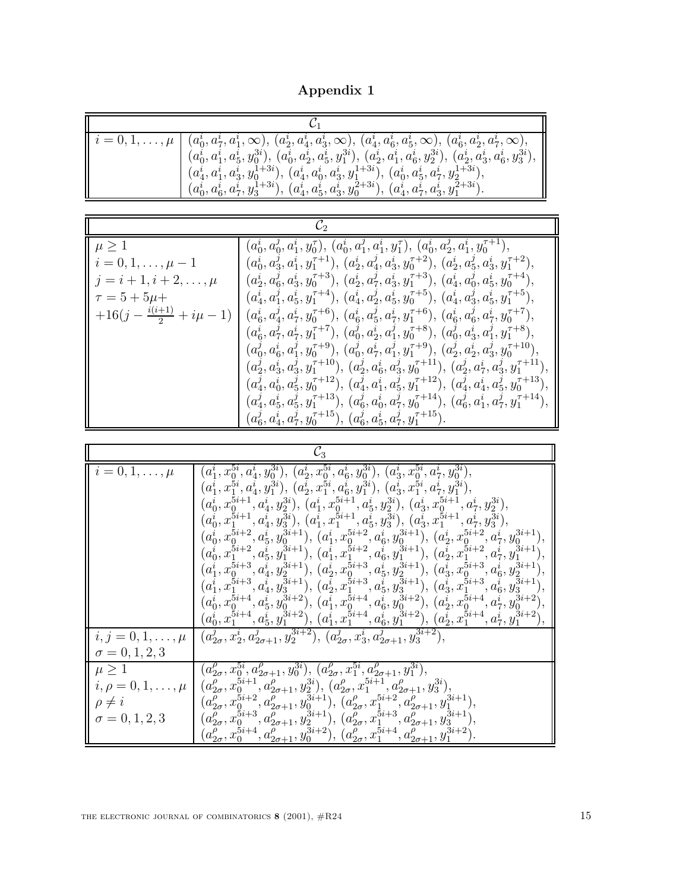# Appendix 1

| $\mathcal{C}_1$ | |
|---|---|
| $i = 0,1,\ldots,\mu$ | $(a_0^i, a_7^i, a_1^i, \infty)$, $(a_2^i, a_4^i, a_3^i, \infty)$, $(a_4^i, a_6^i, a_5^i, \infty)$, $(a_6^i, a_2^i, a_7^i, \infty)$, $(a_0^i, a_1^i, a_5^i, y_0^{3i})$, $(a_0^i, a_2^i, a_5^i, y_1^{3i})$, $(a_2^i, a_1^i, a_6^i, y_2^{3i})$, $(a_2^i, a_3^i, a_6^i, y_3^{3i})$, $(a_4^i, a_1^i, a_3^i, y_0^{1+3i})$, $(a_4^i, a_0^i, a_3^i, y_1^{1+3i})$, $(a_0^i, a_5^i, a_7^i, y_2^{1+3i})$, $(a_0^i, a_6^i, a_7^i, y_3^{1+3i})$, $(a_4^i, a_5^i, a_3^i, y_0^{2+3i})$, $(a_4^i, a_7^i, a_3^i, y_1^{2+3i})$. |

| $\mathcal{C}_2$ | |
|---|---|
| $\mu \geq 1$<br>$i = 0,1,\ldots,\mu-1$<br>$j = i+1, i+2,\ldots,\mu$<br>$\tau = 5+5\mu+$<br>$+16(j - \frac{i(i+1)}{2} + i\mu - 1)$ | $(a_0^i, a_0^j, a_1^i, y_0^{\tau})$, $(a_0^i, a_1^j, a_1^i, y_1^{\tau})$, $(a_0^i, a_2^j, a_1^i, y_0^{\tau+1})$, $(a_0^i, a_3^j, a_1^i, y_1^{\tau+1})$, $(a_2^i, a_4^j, a_3^i, y_0^{\tau+2})$, $(a_2^i, a_5^j, a_3^i, y_1^{\tau+2})$, $(a_2^i, a_6^j, a_3^i, y_0^{\tau+3})$, $(a_2^i, a_7^j, a_3^i, y_1^{\tau+3})$, $(a_4^i, a_0^j, a_5^i, y_0^{\tau+4})$, $(a_4^i, a_1^j, a_5^i, y_1^{\tau+4})$, $(a_4^i, a_2^j, a_5^i, y_0^{\tau+5})$, $(a_4^i, a_3^j, a_5^i, y_1^{\tau+5})$, $(a_6^i, a_4^j, a_7^i, y_0^{\tau+6})$, $(a_6^i, a_5^j, a_7^i, y_1^{\tau+6})$, $(a_6^i, a_6^j, a_7^i, y_0^{\tau+7})$, $(a_6^i, a_7^j, a_7^i, y_1^{\tau+7})$, $(a_0^j, a_2^i, a_1^j, y_0^{\tau+8})$, $(a_0^j, a_3^i, a_1^j, y_1^{\tau+8})$, $(a_0^j, a_6^i, a_1^j, y_0^{\tau+9})$, $(a_0^j, a_7^i, a_1^j, y_1^{\tau+9})$, $(a_2^j, a_2^i, a_3^j, y_0^{\tau+10})$, $(a_2^j, a_3^i, a_3^j, y_1^{\tau+10})$, $(a_2^j, a_6^i, a_3^j, y_0^{\tau+11})$, $(a_2^j, a_7^i, a_3^j, y_1^{\tau+11})$, $(a_4^j, a_0^i, a_5^j, y_0^{\tau+12})$, $(a_4^j, a_1^i, a_5^j, y_1^{\tau+12})$, $(a_4^j, a_4^i, a_5^j, y_0^{\tau+13})$, $(a_4^j, a_5^i, a_5^j, y_1^{\tau+13})$, $(a_6^j, a_0^i, a_7^j, y_0^{\tau+14})$, $(a_6^j, a_1^i, a_7^j, y_1^{\tau+14})$, $(a_6^j, a_4^i, a_7^j, y_0^{\tau+15})$, $(a_6^j, a_5^i, a_7^j, y_1^{\tau+15})$. |

| $\mathcal{C}_3$ | |
|---|---|
| $i = 0,1,\ldots,\mu$ | $(a_1^i, x_0^{5i}, a_4^i, y_0^{3i})$, $(a_2^i, x_0^{5i}, a_6^i, y_0^{3i})$, $(a_3^i, x_0^{5i}, a_7^i, y_0^{3i})$, $(a_1^i, x_1^{5i}, a_4^i, y_1^{3i})$, $(a_2^i, x_1^{5i}, a_6^i, y_1^{3i})$, $(a_3^i, x_1^{5i}, a_7^i, y_1^{3i})$, $(a_0^i, x_0^{5i+1}, a_4^i, y_2^{3i})$, $(a_1^i, x_0^{5i+1}, a_5^i, y_2^{3i})$, $(a_3^i, x_0^{5i+1}, a_7^i, y_2^{3i})$, $(a_0^i, x_1^{5i+1}, a_4^i, y_3^{3i})$, $(a_1^i, x_1^{5i+1}, a_5^i, y_3^{3i})$, $(a_3^i, x_1^{5i+1}, a_7^i, y_3^{3i})$, $(a_0^i, x_0^{5i+2}, a_5^i, y_0^{3i+1})$, $(a_1^i, x_0^{5i+2}, a_6^i, y_0^{3i+1})$, $(a_2^i, x_0^{5i+2}, a_7^i, y_0^{3i+1})$, $(a_0^i, x_1^{5i+2}, a_5^i, y_1^{3i+1})$, $(a_1^i, x_1^{5i+2}, a_6^i, y_1^{3i+1})$, $(a_2^i, x_1^{5i+2}, a_7^i, y_1^{3i+1})$, $(a_1^i, x_0^{5i+3}, a_4^i, y_2^{3i+1})$, $(a_2^i, x_0^{5i+3}, a_5^i, y_2^{3i+1})$, $(a_3^i, x_0^{5i+3}, a_6^i, y_2^{3i+1})$, $(a_1^i, x_1^{5i+3}, a_4^i, y_3^{3i+1})$, $(a_2^i, x_1^{5i+3}, a_5^i, y_3^{3i+1})$, $(a_3^i, x_1^{5i+3}, a_6^i, y_3^{3i+1})$, $(a_0^i, x_0^{5i+4}, a_5^i, y_0^{3i+2})$, $(a_1^i, x_0^{5i+4}, a_6^i, y_0^{3i+2})$, $(a_2^i, x_0^{5i+4}, a_7^i, y_0^{3i+2})$, $(a_0^i, x_1^{5i+4}, a_5^i, y_1^{3i+2})$, $(a_1^i, x_1^{5i+4}, a_6^i, y_1^{3i+2})$, $(a_2^i, x_1^{5i+4}, a_7^i, y_1^{3i+2})$, |
| $i, j = 0,1,\ldots,\mu$<br>$\sigma = 0,1,2,3$ | $(a_{2\sigma}^j, x_2^i, a_{2\sigma+1}^j, y_2^{3i+2})$, $(a_{2\sigma}^j, x_3^i, a_{2\sigma+1}^j, y_3^{3i+2})$, |
| $\mu \geq 1$<br>$i, \rho = 0,1,\ldots,\mu$<br>$\rho \neq i$<br>$\sigma = 0,1,2,3$ | $(a_{2\sigma}^{\rho}, x_0^{5i}, a_{2\sigma+1}^{\rho}, y_0^{3i})$, $(a_{2\sigma}^{\rho}, x_1^{5i}, a_{2\sigma+1}^{\rho}, y_1^{3i})$, $(a_{2\sigma}^{\rho}, x_0^{5i+1}, a_{2\sigma+1}^{\rho}, y_2^{3i})$, $(a_{2\sigma}^{\rho}, x_1^{5i+1}, a_{2\sigma+1}^{\rho}, y_3^{3i})$, $(a_{2\sigma}^{\rho}, x_0^{5i+2}, a_{2\sigma+1}^{\rho}, y_0^{3i+1})$, $(a_{2\sigma}^{\rho}, x_1^{5i+2}, a_{2\sigma+1}^{\rho}, y_1^{3i+1})$, $(a_{2\sigma}^{\rho}, x_0^{5i+3}, a_{2\sigma+1}^{\rho}, y_2^{3i+1})$, $(a_{2\sigma}^{\rho}, x_1^{5i+3}, a_{2\sigma+1}^{\rho}, y_3^{3i+1})$, $(a_{2\sigma}^{\rho}, x_0^{5i+4}, a_{2\sigma+1}^{\rho}, y_0^{3i+2})$, $(a_{2\sigma}^{\rho}, x_1^{5i+4}, a_{2\sigma+1}^{\rho}, y_1^{3i+2})$. |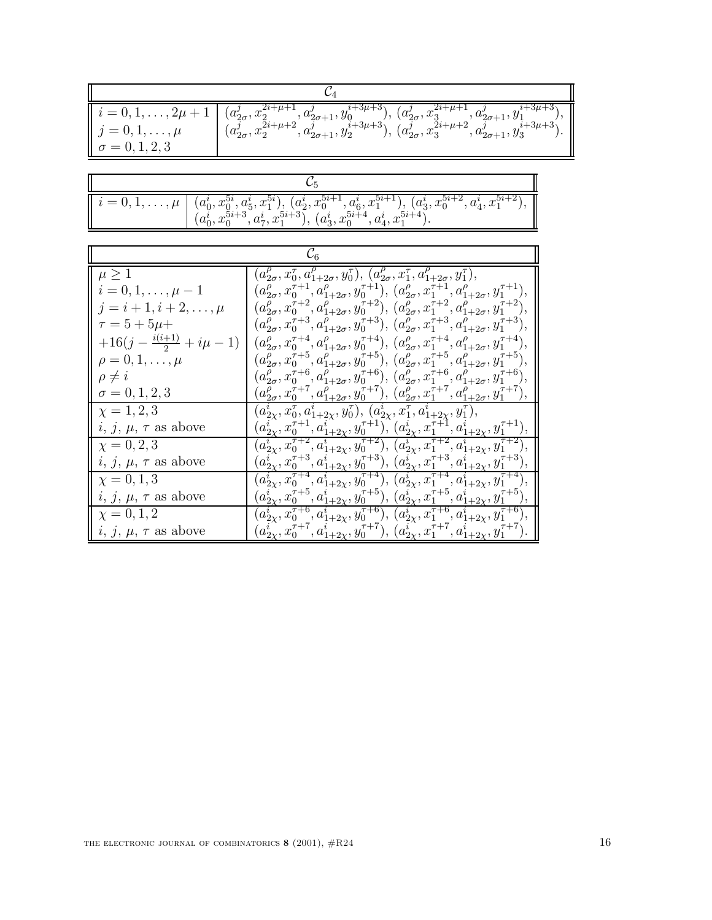| $\mathcal{C}_4$ | |
|---|---|
| $i=0,1,\ldots,2\mu+1$<br>$j=0,1,\ldots,\mu$<br>$\sigma=0,1,2,3$ | $(a^j_{2\sigma},x_2^{2i+\mu+1},a^j_{2\sigma+1},y_0^{i+3\mu+3})$, $(a^j_{2\sigma},x_3^{2i+\mu+1},a^j_{2\sigma+1},y_1^{i+3\mu+3})$,<br>$(a^j_{2\sigma},x_2^{2i+\mu+2},a^j_{2\sigma+1},y_2^{i+3\mu+3})$, $(a^j_{2\sigma},x_3^{2i+\mu+2},a^j_{2\sigma+1},y_3^{i+3\mu+3})$. |

| $\mathcal{C}_5$ | |
|---|---|
| $i=0,1,\ldots,\mu$ | $(a^i_0,x_0^{5i},a^i_5,x_1^{5i})$, $(a^i_2,x_0^{5i+1},a^i_6,x_1^{5i+1})$, $(a^i_3,x_0^{5i+2},a^i_4,x_1^{5i+2})$,<br>$(a^i_0,x_0^{5i+3},a^i_7,x_1^{5i+3})$, $(a^i_3,x_0^{5i+4},a^i_4,x_1^{5i+4})$. |

| $\mathcal{C}_6$ | |
|---|---|
| $\mu\geq 1$<br>$i=0,1,\ldots,\mu-1$<br>$j=i+1,i+2,\ldots,\mu$<br>$\tau=5+5\mu+$<br>$+16(j-\frac{i(i+1)}{2}+i\mu-1)$<br>$\rho=0,1,\ldots,\mu$<br>$\rho\neq i$<br>$\sigma=0,1,2,3$ | $(a^\rho_{2\sigma},x_0^\tau,a^\rho_{1+2\sigma},y_0^\tau)$, $(a^\rho_{2\sigma},x_1^\tau,a^\rho_{1+2\sigma},y_1^\tau)$,<br>$(a^\rho_{2\sigma},x_0^{\tau+1},a^\rho_{1+2\sigma},y_0^{\tau+1})$, $(a^\rho_{2\sigma},x_1^{\tau+1},a^\rho_{1+2\sigma},y_1^{\tau+1})$,<br>$(a^\rho_{2\sigma},x_0^{\tau+2},a^\rho_{1+2\sigma},y_0^{\tau+2})$, $(a^\rho_{2\sigma},x_1^{\tau+2},a^\rho_{1+2\sigma},y_1^{\tau+2})$,<br>$(a^\rho_{2\sigma},x_0^{\tau+3},a^\rho_{1+2\sigma},y_0^{\tau+3})$, $(a^\rho_{2\sigma},x_1^{\tau+3},a^\rho_{1+2\sigma},y_1^{\tau+3})$,<br>$(a^\rho_{2\sigma},x_0^{\tau+4},a^\rho_{1+2\sigma},y_0^{\tau+4})$, $(a^\rho_{2\sigma},x_1^{\tau+4},a^\rho_{1+2\sigma},y_1^{\tau+4})$,<br>$(a^\rho_{2\sigma},x_0^{\tau+5},a^\rho_{1+2\sigma},y_0^{\tau+5})$, $(a^\rho_{2\sigma},x_1^{\tau+5},a^\rho_{1+2\sigma},y_1^{\tau+5})$,<br>$(a^\rho_{2\sigma},x_0^{\tau+6},a^\rho_{1+2\sigma},y_0^{\tau+6})$, $(a^\rho_{2\sigma},x_1^{\tau+6},a^\rho_{1+2\sigma},y_1^{\tau+6})$,<br>$(a^\rho_{2\sigma},x_0^{\tau+7},a^\rho_{1+2\sigma},y_0^{\tau+7})$, $(a^\rho_{2\sigma},x_1^{\tau+7},a^\rho_{1+2\sigma},y_1^{\tau+7})$, |
| $\chi=1,2,3$<br>$i$, $j$, $\mu$, $\tau$ as above | $(a^i_{2\chi},x_0^\tau,a^i_{1+2\chi},y_0^\tau)$, $(a^i_{2\chi},x_1^\tau,a^i_{1+2\chi},y_1^\tau)$,<br>$(a^i_{2\chi},x_0^{\tau+1},a^i_{1+2\chi},y_0^{\tau+1})$, $(a^i_{2\chi},x_1^{\tau+1},a^i_{1+2\chi},y_1^{\tau+1})$, |
| $\chi=0,2,3$<br>$i$, $j$, $\mu$, $\tau$ as above | $(a^i_{2\chi},x_0^{\tau+2},a^i_{1+2\chi},y_0^{\tau+2})$, $(a^i_{2\chi},x_1^{\tau+2},a^i_{1+2\chi},y_1^{\tau+2})$,<br>$(a^i_{2\chi},x_0^{\tau+3},a^i_{1+2\chi},y_0^{\tau+3})$, $(a^i_{2\chi},x_1^{\tau+3},a^i_{1+2\chi},y_1^{\tau+3})$, |
| $\chi=0,1,3$<br>$i$, $j$, $\mu$, $\tau$ as above | $(a^i_{2\chi},x_0^{\tau+4},a^i_{1+2\chi},y_0^{\tau+4})$, $(a^i_{2\chi},x_1^{\tau+4},a^i_{1+2\chi},y_1^{\tau+4})$,<br>$(a^i_{2\chi},x_0^{\tau+5},a^i_{1+2\chi},y_0^{\tau+5})$, $(a^i_{2\chi},x_1^{\tau+5},a^i_{1+2\chi},y_1^{\tau+5})$, |
| $\chi=0,1,2$<br>$i$, $j$, $\mu$, $\tau$ as above | $(a^i_{2\chi},x_0^{\tau+6},a^i_{1+2\chi},y_0^{\tau+6})$, $(a^i_{2\chi},x_1^{\tau+6},a^i_{1+2\chi},y_1^{\tau+6})$,<br>$(a^i_{2\chi},x_0^{\tau+7},a^i_{1+2\chi},y_0^{\tau+7})$, $(a^i_{2\chi},x_1^{\tau+7},a^i_{1+2\chi},y_1^{\tau+7})$. |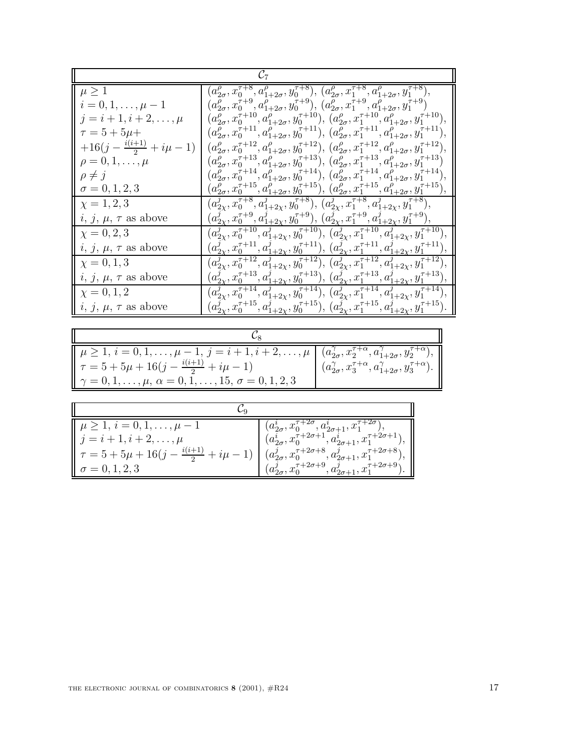| $\mathcal{C}_7$ | |
|---|---|
| $\mu \geq 1$<br>$i = 0, 1, \ldots, \mu - 1$<br>$j = i+1, i+2, \ldots, \mu$<br>$\tau = 5 + 5\mu +$<br>$+16(j - \frac{i(i+1)}{2} + i\mu - 1)$<br>$\rho = 0, 1, \ldots, \mu$<br>$\rho \neq j$<br>$\sigma = 0, 1, 2, 3$ | $(a^{\rho}_{2\sigma}, x^{\tau+8}_0, a^{\rho}_{1+2\sigma}, y^{\tau+8}_0)$, $(a^{\rho}_{2\sigma}, x^{\tau+8}_1, a^{\rho}_{1+2\sigma}, y^{\tau+8}_1)$,<br>$(a^{\rho}_{2\sigma}, x^{\tau+9}_0, a^{\rho}_{1+2\sigma}, y^{\tau+9}_0)$, $(a^{\rho}_{2\sigma}, x^{\tau+9}_1, a^{\rho}_{1+2\sigma}, y^{\tau+9}_1)$<br>$(a^{\rho}_{2\sigma}, x^{\tau+10}_0, a^{\rho}_{1+2\sigma}, y^{\tau+10}_0)$, $(a^{\rho}_{2\sigma}, x^{\tau+10}_1, a^{\rho}_{1+2\sigma}, y^{\tau+10}_1)$,<br>$(a^{\rho}_{2\sigma}, x^{\tau+11}_0, a^{\rho}_{1+2\sigma}, y^{\tau+11}_0)$, $(a^{\rho}_{2\sigma}, x^{\tau+11}_1, a^{\rho}_{1+2\sigma}, y^{\tau+11}_1)$,<br>$(a^{\rho}_{2\sigma}, x^{\tau+12}_0, a^{\rho}_{1+2\sigma}, y^{\tau+12}_0)$, $(a^{\rho}_{2\sigma}, x^{\tau+12}_1, a^{\rho}_{1+2\sigma}, y^{\tau+12}_1)$,<br>$(a^{\rho}_{2\sigma}, x^{\tau+13}_0, a^{\rho}_{1+2\sigma}, y^{\tau+13}_0)$, $(a^{\rho}_{2\sigma}, x^{\tau+13}_1, a^{\rho}_{1+2\sigma}, y^{\tau+13}_1)$<br>$(a^{\rho}_{2\sigma}, x^{\tau+14}_0, a^{\rho}_{1+2\sigma}, y^{\tau+14}_0)$, $(a^{\rho}_{2\sigma}, x^{\tau+14}_1, a^{\rho}_{1+2\sigma}, y^{\tau+14}_1)$,<br>$(a^{\rho}_{2\sigma}, x^{\tau+15}_0, a^{\rho}_{1+2\sigma}, y^{\tau+15}_0)$, $(a^{\rho}_{2\sigma}, x^{\tau+15}_1, a^{\rho}_{1+2\sigma}, y^{\tau+15}_1)$, |
| $\chi = 1, 2, 3$<br>$i$, $j$, $\mu$, $\tau$ as above | $(a^{j}_{2\chi}, x^{\tau+8}_0, a^{j}_{1+2\chi}, y^{\tau+8}_0)$, $(a^{j}_{2\chi}, x^{\tau+8}_1, a^{j}_{1+2\chi}, y^{\tau+8}_1)$,<br>$(a^{j}_{2\chi}, x^{\tau+9}_0, a^{j}_{1+2\chi}, y^{\tau+9}_0)$, $(a^{j}_{2\chi}, x^{\tau+9}_1, a^{j}_{1+2\chi}, y^{\tau+9}_1)$, |
| $\chi = 0, 2, 3$<br>$i$, $j$, $\mu$, $\tau$ as above | $(a^{j}_{2\chi}, x^{\tau+10}_0, a^{j}_{1+2\chi}, y^{\tau+10}_0)$, $(a^{j}_{2\chi}, x^{\tau+10}_1, a^{j}_{1+2\chi}, y^{\tau+10}_1)$,<br>$(a^{j}_{2\chi}, x^{\tau+11}_0, a^{j}_{1+2\chi}, y^{\tau+11}_0)$, $(a^{j}_{2\chi}, x^{\tau+11}_1, a^{j}_{1+2\chi}, y^{\tau+11}_1)$, |
| $\chi = 0, 1, 3$<br>$i$, $j$, $\mu$, $\tau$ as above | $(a^{j}_{2\chi}, x^{\tau+12}_0, a^{j}_{1+2\chi}, y^{\tau+12}_0)$, $(a^{j}_{2\chi}, x^{\tau+12}_1, a^{j}_{1+2\chi}, y^{\tau+12}_1)$,<br>$(a^{j}_{2\chi}, x^{\tau+13}_0, a^{j}_{1+2\chi}, y^{\tau+13}_0)$, $(a^{j}_{2\chi}, x^{\tau+13}_1, a^{j}_{1+2\chi}, y^{\tau+13}_1)$, |
| $\chi = 0, 1, 2$<br>$i$, $j$, $\mu$, $\tau$ as above | $(a^{j}_{2\chi}, x^{\tau+14}_0, a^{j}_{1+2\chi}, y^{\tau+14}_0)$, $(a^{j}_{2\chi}, x^{\tau+14}_1, a^{j}_{1+2\chi}, y^{\tau+14}_1)$,<br>$(a^{j}_{2\chi}, x^{\tau+15}_0, a^{j}_{1+2\chi}, y^{\tau+15}_0)$, $(a^{j}_{2\chi}, x^{\tau+15}_1, a^{j}_{1+2\chi}, y^{\tau+15}_1)$. |

| $\mathcal{C}_8$ | |
|---|---|
| $\mu \geq 1$, $i = 0, 1, \ldots, \mu - 1$, $j = i+1, i+2, \ldots, \mu$<br>$\tau = 5 + 5\mu + 16(j - \frac{i(i+1)}{2} + i\mu - 1)$<br>$\gamma = 0, 1, \ldots, \mu$, $\alpha = 0, 1, \ldots, 15$, $\sigma = 0, 1, 2, 3$ | $(a^{\gamma}_{2\sigma}, x^{\tau+\alpha}_2, a^{\gamma}_{1+2\sigma}, y^{\tau+\alpha}_2)$,<br>$(a^{\gamma}_{2\sigma}, x^{\tau+\alpha}_3, a^{\gamma}_{1+2\sigma}, y^{\tau+\alpha}_3)$. |

| $\mathcal{C}_9$ | |
|---|---|
| $\mu \geq 1$, $i = 0, 1, \ldots, \mu - 1$<br>$j = i+1, i+2, \ldots, \mu$<br>$\tau = 5 + 5\mu + 16(j - \frac{i(i+1)}{2} + i\mu - 1)$<br>$\sigma = 0, 1, 2, 3$ | $(a^{i}_{2\sigma}, x^{\tau+2\sigma}_0, a^{i}_{2\sigma+1}, x^{\tau+2\sigma}_1)$,<br>$(a^{i}_{2\sigma}, x^{\tau+2\sigma+1}_0, a^{i}_{2\sigma+1}, x^{\tau+2\sigma+1}_1)$,<br>$(a^{j}_{2\sigma}, x^{\tau+2\sigma+8}_0, a^{j}_{2\sigma+1}, x^{\tau+2\sigma+8}_1)$,<br>$(a^{j}_{2\sigma}, x^{\tau+2\sigma+9}_0, a^{j}_{2\sigma+1}, x^{\tau+2\sigma+9}_1)$. |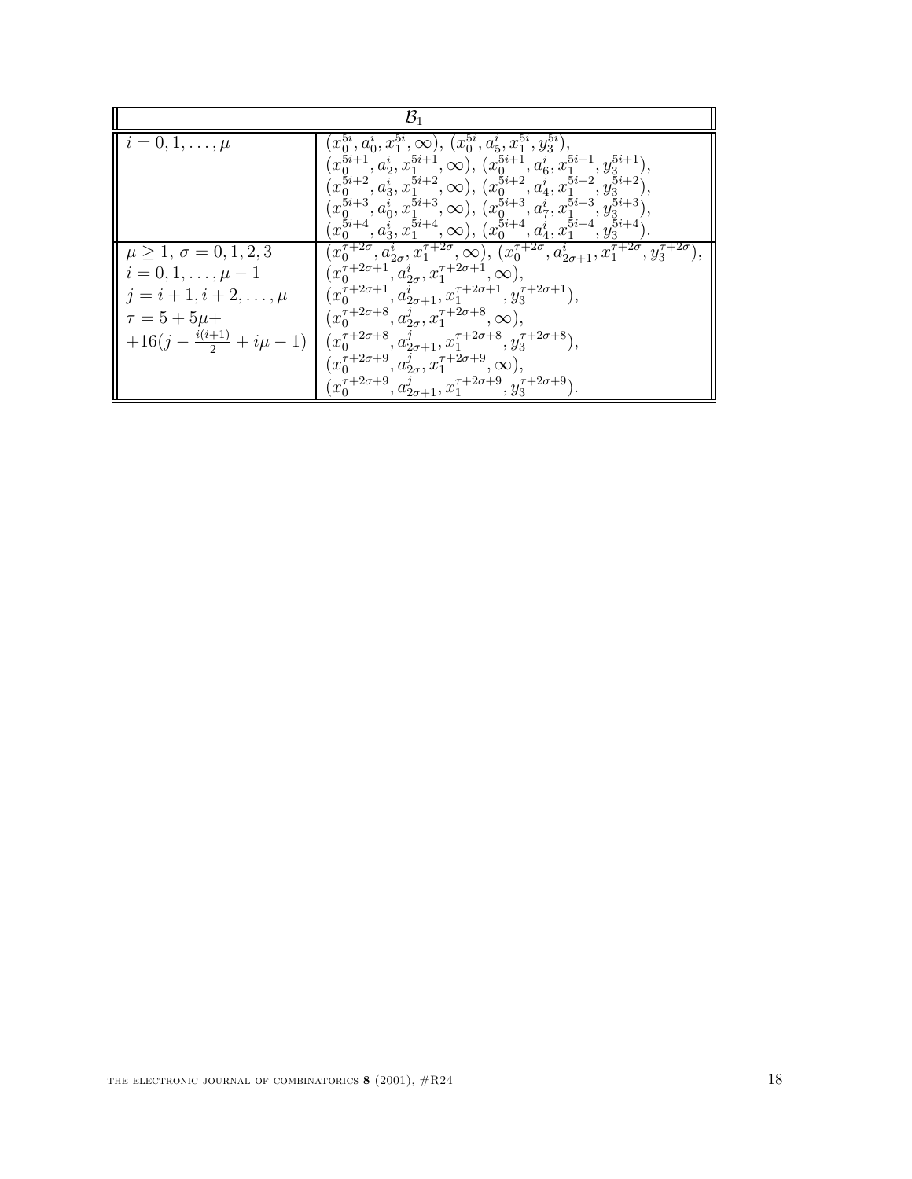| $\mathcal{B}_1$ | |
|---|---|
| $i=0,1,\ldots,\mu$ | $(x_0^{5i},a_0^i,x_1^{5i},\infty)$, $(x_0^{5i},a_5^i,x_1^{5i},y_3^{5i})$, $(x_0^{5i+1},a_2^i,x_1^{5i+1},\infty)$, $(x_0^{5i+1},a_6^i,x_1^{5i+1},y_3^{5i+1})$, $(x_0^{5i+2},a_3^i,x_1^{5i+2},\infty)$, $(x_0^{5i+2},a_4^i,x_1^{5i+2},y_3^{5i+2})$, $(x_0^{5i+3},a_0^i,x_1^{5i+3},\infty)$, $(x_0^{5i+3},a_7^i,x_1^{5i+3},y_3^{5i+3})$, $(x_0^{5i+4},a_3^i,x_1^{5i+4},\infty)$, $(x_0^{5i+4},a_4^i,x_1^{5i+4},y_3^{5i+4})$. |
| $\mu\geq 1$, $\sigma=0,1,2,3$ <br> $i=0,1,\ldots,\mu-1$ <br> $j=i+1,i+2,\ldots,\mu$ <br> $\tau=5+5\mu+$ <br> $+16(j-\frac{i(i+1)}{2}+i\mu-1)$ | $(x_0^{\tau+2\sigma},a_{2\sigma}^i,x_1^{\tau+2\sigma},\infty)$, $(x_0^{\tau+2\sigma},a_{2\sigma+1}^i,x_1^{\tau+2\sigma},y_3^{\tau+2\sigma})$, $(x_0^{\tau+2\sigma+1},a_{2\sigma}^i,x_1^{\tau+2\sigma+1},\infty)$, $(x_0^{\tau+2\sigma+1},a_{2\sigma+1}^i,x_1^{\tau+2\sigma+1},y_3^{\tau+2\sigma+1})$, $(x_0^{\tau+2\sigma+8},a_{2\sigma}^j,x_1^{\tau+2\sigma+8},\infty)$, $(x_0^{\tau+2\sigma+8},a_{2\sigma+1}^j,x_1^{\tau+2\sigma+8},y_3^{\tau+2\sigma+8})$, $(x_0^{\tau+2\sigma+9},a_{2\sigma}^j,x_1^{\tau+2\sigma+9},\infty)$, $(x_0^{\tau+2\sigma+9},a_{2\sigma+1}^j,x_1^{\tau+2\sigma+9},y_3^{\tau+2\sigma+9})$. |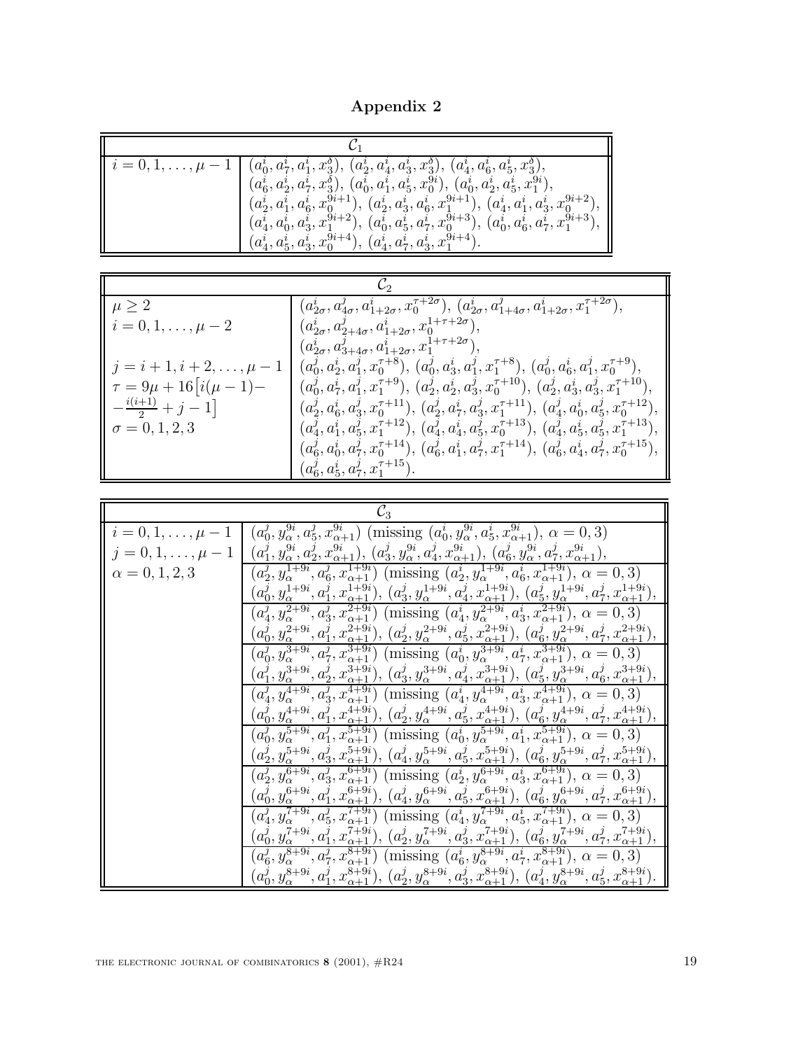# Appendix 2

| $\mathcal{C}_1$ | |
|---|---|
| $i = 0, 1, \ldots, \mu - 1$ | $(a_0^i, a_7^i, a_1^i, x_3^\delta)$, $(a_2^i, a_4^i, a_3^i, x_3^\delta)$, $(a_4^i, a_6^i, a_5^i, x_3^\delta)$, $(a_6^i, a_2^i, a_7^i, x_3^\delta)$, $(a_0^i, a_1^i, a_5^i, x_0^{9i})$, $(a_0^i, a_2^i, a_5^i, x_1^{9i})$, $(a_2^i, a_1^i, a_6^i, x_0^{9i+1})$, $(a_2^i, a_3^i, a_6^i, x_1^{9i+1})$, $(a_4^i, a_1^i, a_3^i, x_0^{9i+2})$, $(a_4^i, a_0^i, a_3^i, x_1^{9i+2})$, $(a_0^i, a_5^i, a_7^i, x_0^{9i+3})$, $(a_0^i, a_6^i, a_7^i, x_1^{9i+3})$, $(a_4^i, a_5^i, a_3^i, x_0^{9i+4})$, $(a_4^i, a_7^i, a_3^i, x_1^{9i+4})$. |

| $\mathcal{C}_2$ | |
|---|---|
| $\mu \geq 2$ <br> $i = 0, 1, \ldots, \mu - 2$ <br> $j = i+1, i+2, \ldots, \mu - 1$ <br> $\tau = 9\mu + 16\big[i(\mu-1) - \frac{i(i+1)}{2} + j - 1\big]$ <br> $\sigma = 0, 1, 2, 3$ | $(a_{2\sigma}^i, a_{4\sigma}^j, a_{1+2\sigma}^i, x_0^{\tau+2\sigma})$, $(a_{2\sigma}^i, a_{1+4\sigma}^j, a_{1+2\sigma}^i, x_1^{\tau+2\sigma})$, $(a_{2\sigma}^i, a_{2+4\sigma}^j, a_{1+2\sigma}^i, x_0^{1+\tau+2\sigma})$, $(a_{2\sigma}^i, a_{3+4\sigma}^j, a_{1+2\sigma}^i, x_1^{1+\tau+2\sigma})$, $(a_0^j, a_2^i, a_1^j, x_0^{\tau+8})$, $(a_0^j, a_3^i, a_1^j, x_1^{\tau+8})$, $(a_0^j, a_6^i, a_1^j, x_0^{\tau+9})$, $(a_0^j, a_7^i, a_1^j, x_1^{\tau+9})$, $(a_2^j, a_2^i, a_3^j, x_0^{\tau+10})$, $(a_2^j, a_3^i, a_3^j, x_1^{\tau+10})$, $(a_2^j, a_6^i, a_3^j, x_0^{\tau+11})$, $(a_2^j, a_7^i, a_3^j, x_1^{\tau+11})$, $(a_4^j, a_0^i, a_5^j, x_0^{\tau+12})$, $(a_4^j, a_1^i, a_5^j, x_1^{\tau+12})$, $(a_4^j, a_4^i, a_5^j, x_0^{\tau+13})$, $(a_4^j, a_5^i, a_5^j, x_1^{\tau+13})$, $(a_6^j, a_0^i, a_7^j, x_0^{\tau+14})$, $(a_6^j, a_1^i, a_7^j, x_1^{\tau+14})$, $(a_6^j, a_4^i, a_7^j, x_0^{\tau+15})$, $(a_6^j, a_5^i, a_7^j, x_1^{\tau+15})$. |

| $\mathcal{C}_3$ | |
|---|---|
| $i = 0, 1, \ldots, \mu - 1$ <br> $j = 0, 1, \ldots, \mu - 1$ <br> $\alpha = 0, 1, 2, 3$ | $(a_0^j, y_\alpha^{9i}, a_5^j, x_{\alpha+1}^{9i})$ (missing $(a_0^i, y_\alpha^{9i}, a_5^i, x_{\alpha+1}^{9i})$, $\alpha = 0, 3$) <br> $(a_1^j, y_\alpha^{9i}, a_2^j, x_{\alpha+1}^{9i})$, $(a_3^j, y_\alpha^{9i}, a_4^j, x_{\alpha+1}^{9i})$, $(a_6^j, y_\alpha^{9i}, a_7^j, x_{\alpha+1}^{9i})$, |
| | $(a_2^j, y_\alpha^{1+9i}, a_6^j, x_{\alpha+1}^{1+9i})$ (missing $(a_2^i, y_\alpha^{1+9i}, a_6^i, x_{\alpha+1}^{1+9i})$, $\alpha = 0, 3$) <br> $(a_0^j, y_\alpha^{1+9i}, a_1^j, x_{\alpha+1}^{1+9i})$, $(a_3^j, y_\alpha^{1+9i}, a_4^j, x_{\alpha+1}^{1+9i})$, $(a_5^j, y_\alpha^{1+9i}, a_7^j, x_{\alpha+1}^{1+9i})$, |
| | $(a_4^j, y_\alpha^{2+9i}, a_3^j, x_{\alpha+1}^{2+9i})$ (missing $(a_4^i, y_\alpha^{2+9i}, a_3^i, x_{\alpha+1}^{2+9i})$, $\alpha = 0, 3$) <br> $(a_0^j, y_\alpha^{2+9i}, a_1^j, x_{\alpha+1}^{2+9i})$, $(a_2^j, y_\alpha^{2+9i}, a_5^j, x_{\alpha+1}^{2+9i})$, $(a_6^j, y_\alpha^{2+9i}, a_7^j, x_{\alpha+1}^{2+9i})$, |
| | $(a_0^j, y_\alpha^{3+9i}, a_7^j, x_{\alpha+1}^{3+9i})$ (missing $(a_0^i, y_\alpha^{3+9i}, a_7^i, x_{\alpha+1}^{3+9i})$, $\alpha = 0, 3$) <br> $(a_1^j, y_\alpha^{3+9i}, a_2^j, x_{\alpha+1}^{3+9i})$, $(a_3^j, y_\alpha^{3+9i}, a_4^j, x_{\alpha+1}^{3+9i})$, $(a_5^j, y_\alpha^{3+9i}, a_6^j, x_{\alpha+1}^{3+9i})$, |
| | $(a_4^j, y_\alpha^{4+9i}, a_3^j, x_{\alpha+1}^{4+9i})$ (missing $(a_4^i, y_\alpha^{4+9i}, a_3^i, x_{\alpha+1}^{4+9i})$, $\alpha = 0, 3$) <br> $(a_0^j, y_\alpha^{4+9i}, a_1^j, x_{\alpha+1}^{4+9i})$, $(a_2^j, y_\alpha^{4+9i}, a_5^j, x_{\alpha+1}^{4+9i})$, $(a_6^j, y_\alpha^{4+9i}, a_7^j, x_{\alpha+1}^{4+9i})$, |
| | $(a_0^j, y_\alpha^{5+9i}, a_1^j, x_{\alpha+1}^{5+9i})$ (missing $(a_0^i, y_\alpha^{5+9i}, a_1^i, x_{\alpha+1}^{5+9i})$, $\alpha = 0, 3$) <br> $(a_2^j, y_\alpha^{5+9i}, a_3^j, x_{\alpha+1}^{5+9i})$, $(a_4^j, y_\alpha^{5+9i}, a_5^j, x_{\alpha+1}^{5+9i})$, $(a_6^j, y_\alpha^{5+9i}, a_7^j, x_{\alpha+1}^{5+9i})$, |
| | $(a_2^j, y_\alpha^{6+9i}, a_3^j, x_{\alpha+1}^{6+9i})$ (missing $(a_2^i, y_\alpha^{6+9i}, a_3^i, x_{\alpha+1}^{6+9i})$, $\alpha = 0, 3$) <br> $(a_0^j, y_\alpha^{6+9i}, a_1^j, x_{\alpha+1}^{6+9i})$, $(a_4^j, y_\alpha^{6+9i}, a_5^j, x_{\alpha+1}^{6+9i})$, $(a_6^j, y_\alpha^{6+9i}, a_7^j, x_{\alpha+1}^{6+9i})$, |
| | $(a_4^j, y_\alpha^{7+9i}, a_5^j, x_{\alpha+1}^{7+9i})$ (missing $(a_4^i, y_\alpha^{7+9i}, a_5^i, x_{\alpha+1}^{7+9i})$, $\alpha = 0, 3$) <br> $(a_0^j, y_\alpha^{7+9i}, a_1^j, x_{\alpha+1}^{7+9i})$, $(a_2^j, y_\alpha^{7+9i}, a_3^j, x_{\alpha+1}^{7+9i})$, $(a_6^j, y_\alpha^{7+9i}, a_7^j, x_{\alpha+1}^{7+9i})$, |
| | $(a_6^j, y_\alpha^{8+9i}, a_7^j, x_{\alpha+1}^{8+9i})$ (missing $(a_6^i, y_\alpha^{8+9i}, a_7^i, x_{\alpha+1}^{8+9i})$, $\alpha = 0, 3$) <br> $(a_0^j, y_\alpha^{8+9i}, a_1^j, x_{\alpha+1}^{8+9i})$, $(a_2^j, y_\alpha^{8+9i}, a_3^j, x_{\alpha+1}^{8+9i})$, $(a_4^j, y_\alpha^{8+9i}, a_5^j, x_{\alpha+1}^{8+9i})$. |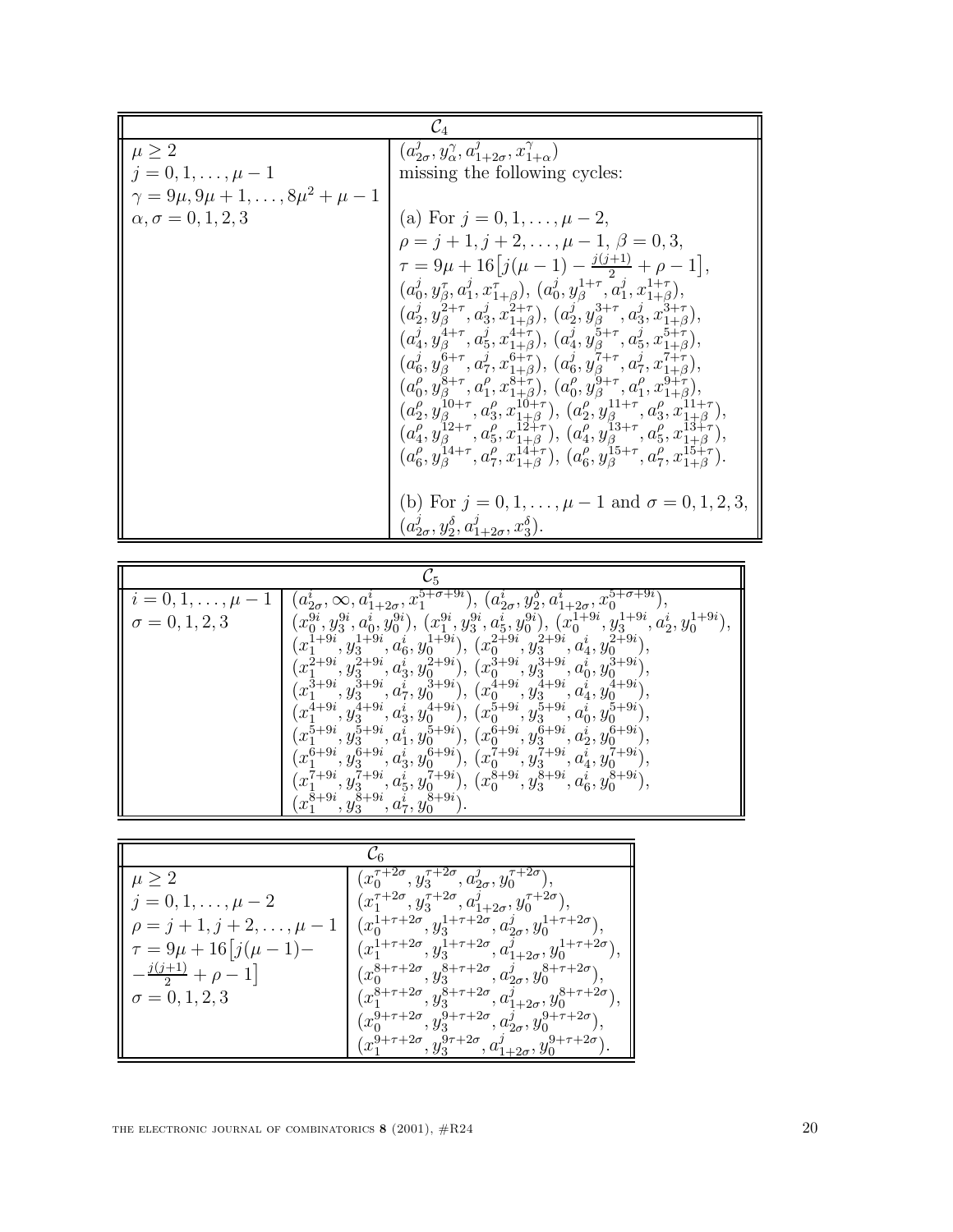| $\mathcal{C}_4$ | |
|---|---|
| $\mu \geq 2$ <br> $j = 0, 1, \ldots, \mu - 1$ <br> $\gamma = 9\mu, 9\mu + 1, \ldots, 8\mu^2 + \mu - 1$ <br> $\alpha, \sigma = 0, 1, 2, 3$ | $(a^j_{2\sigma}, y^\gamma_\alpha, a^j_{1+2\sigma}, x^\gamma_{1+\alpha})$ <br> missing the following cycles: <br><br> (a) For $j = 0, 1, \ldots, \mu - 2$, <br> $\rho = j + 1, j + 2, \ldots, \mu - 1$, $\beta = 0, 3$, <br> $\tau = 9\mu + 16\big[j(\mu - 1) - \frac{j(j+1)}{2} + \rho - 1\big]$, <br> $(a^j_0, y^\tau_\beta, a^j_1, x^\tau_{1+\beta})$, $(a^j_0, y^{1+\tau}_\beta, a^j_1, x^{1+\tau}_{1+\beta})$, <br> $(a^j_2, y^{2+\tau}_\beta, a^j_3, x^{2+\tau}_{1+\beta})$, $(a^j_2, y^{3+\tau}_\beta, a^j_3, x^{3+\tau}_{1+\beta})$, <br> $(a^j_4, y^{4+\tau}_\beta, a^j_5, x^{4+\tau}_{1+\beta})$, $(a^j_4, y^{5+\tau}_\beta, a^j_5, x^{5+\tau}_{1+\beta})$, <br> $(a^j_6, y^{6+\tau}_\beta, a^j_7, x^{6+\tau}_{1+\beta})$, $(a^j_6, y^{7+\tau}_\beta, a^j_7, x^{7+\tau}_{1+\beta})$, <br> $(a^\rho_0, y^{8+\tau}_\beta, a^\rho_1, x^{8+\tau}_{1+\beta})$, $(a^\rho_0, y^{9+\tau}_\beta, a^\rho_1, x^{9+\tau}_{1+\beta})$, <br> $(a^\rho_2, y^{10+\tau}_\beta, a^\rho_3, x^{10+\tau}_{1+\beta})$, $(a^\rho_2, y^{11+\tau}_\beta, a^\rho_3, x^{11+\tau}_{1+\beta})$, <br> $(a^\rho_4, y^{12+\tau}_\beta, a^\rho_5, x^{12+\tau}_{1+\beta})$, $(a^\rho_4, y^{13+\tau}_\beta, a^\rho_5, x^{13+\tau}_{1+\beta})$, <br> $(a^\rho_6, y^{14+\tau}_\beta, a^\rho_7, x^{14+\tau}_{1+\beta})$, $(a^\rho_6, y^{15+\tau}_\beta, a^\rho_7, x^{15+\tau}_{1+\beta})$. <br><br> (b) For $j = 0, 1, \ldots, \mu - 1$ and $\sigma = 0, 1, 2, 3$, <br> $(a^j_{2\sigma}, y^\delta_2, a^j_{1+2\sigma}, x^\delta_3)$. |

| $\mathcal{C}_5$ | |
|---|---|
| $i = 0, 1, \ldots, \mu - 1$ <br> $\sigma = 0, 1, 2, 3$ | $(a^i_{2\sigma}, \infty, a^i_{1+2\sigma}, x^{5+\sigma+9i}_1)$, $(a^i_{2\sigma}, y^\delta_2, a^i_{1+2\sigma}, x^{5+\sigma+9i}_0)$, <br> $(x^{9i}_0, y^{9i}_3, a^i_0, y^{9i}_0)$, $(x^{9i}_1, y^{9i}_3, a^i_5, y^{9i}_0)$, $(x^{1+9i}_0, y^{1+9i}_3, a^i_2, y^{1+9i}_0)$, <br> $(x^{1+9i}_1, y^{1+9i}_3, a^i_6, y^{1+9i}_0)$, $(x^{2+9i}_0, y^{2+9i}_3, a^i_4, y^{2+9i}_0)$, <br> $(x^{2+9i}_1, y^{2+9i}_3, a^i_3, y^{2+9i}_0)$, $(x^{3+9i}_0, y^{3+9i}_3, a^i_0, y^{3+9i}_0)$, <br> $(x^{3+9i}_1, y^{3+9i}_3, a^i_7, y^{3+9i}_0)$, $(x^{4+9i}_0, y^{4+9i}_3, a^i_4, y^{4+9i}_0)$, <br> $(x^{4+9i}_1, y^{4+9i}_3, a^i_3, y^{4+9i}_0)$, $(x^{5+9i}_0, y^{5+9i}_3, a^i_0, y^{5+9i}_0)$, <br> $(x^{5+9i}_1, y^{5+9i}_3, a^i_1, y^{5+9i}_0)$, $(x^{6+9i}_0, y^{6+9i}_3, a^i_2, y^{6+9i}_0)$, <br> $(x^{6+9i}_1, y^{6+9i}_3, a^i_3, y^{6+9i}_0)$, $(x^{7+9i}_0, y^{7+9i}_3, a^i_4, y^{7+9i}_0)$, <br> $(x^{7+9i}_1, y^{7+9i}_3, a^i_5, y^{7+9i}_0)$, $(x^{8+9i}_0, y^{8+9i}_3, a^i_6, y^{8+9i}_0)$, <br> $(x^{8+9i}_1, y^{8+9i}_3, a^i_7, y^{8+9i}_0)$. |

| $\mathcal{C}_6$ | |
|---|---|
| $\mu \geq 2$ <br> $j = 0, 1, \ldots, \mu - 2$ <br> $\rho = j + 1, j + 2, \ldots, \mu - 1$ <br> $\tau = 9\mu + 16\big[j(\mu - 1) -$ <br> $- \frac{j(j+1)}{2} + \rho - 1\big]$ <br> $\sigma = 0, 1, 2, 3$ | $(x^{\tau+2\sigma}_0, y^{\tau+2\sigma}_3, a^j_{2\sigma}, y^{\tau+2\sigma}_0)$, <br> $(x^{\tau+2\sigma}_1, y^{\tau+2\sigma}_3, a^j_{1+2\sigma}, y^{\tau+2\sigma}_0)$, <br> $(x^{1+\tau+2\sigma}_0, y^{1+\tau+2\sigma}_3, a^j_{2\sigma}, y^{1+\tau+2\sigma}_0)$, <br> $(x^{1+\tau+2\sigma}_1, y^{1+\tau+2\sigma}_3, a^j_{1+2\sigma}, y^{1+\tau+2\sigma}_0)$, <br> $(x^{8+\tau+2\sigma}_0, y^{8+\tau+2\sigma}_3, a^j_{2\sigma}, y^{8+\tau+2\sigma}_0)$, <br> $(x^{8+\tau+2\sigma}_1, y^{8+\tau+2\sigma}_3, a^j_{1+2\sigma}, y^{8+\tau+2\sigma}_0)$, <br> $(x^{9+\tau+2\sigma}_0, y^{9+\tau+2\sigma}_3, a^j_{2\sigma}, y^{9+\tau+2\sigma}_0)$, <br> $(x^{9+\tau+2\sigma}_1, y^{9\tau+2\sigma}_3, a^j_{1+2\sigma}, y^{9+\tau+2\sigma}_0)$. |